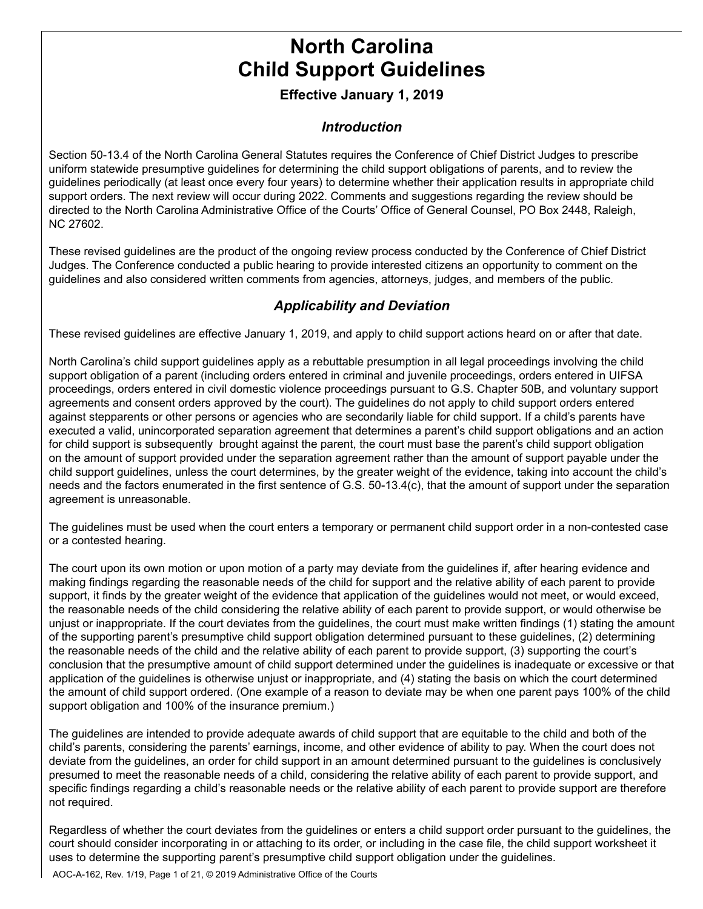# North Carolina Child Support Guidelines

**Effective January 1, 2019**

## *Introduction*

Section 50-13.4 of the North Carolina General Statutes requires the Conference of Chief District Judges to prescribe uniform statewide presumptive guidelines for determining the child support obligations of parents, and to review the guidelines periodically (at least once every four years) to determine whether their application results in appropriate child support orders. The next review will occur during 2022. Comments and suggestions regarding the review should be directed to the North Carolina Administrative Office of the Courts' Office of General Counsel, PO Box 2448, Raleigh, NC 27602.

These revised guidelines are the product of the ongoing review process conducted by the Conference of Chief District Judges. The Conference conducted a public hearing to provide interested citizens an opportunity to comment on the guidelines and also considered written comments from agencies, attorneys, judges, and members of the public.

## *Applicability and Deviation*

These revised guidelines are effective January 1, 2019, and apply to child support actions heard on or after that date.

North Carolina's child support guidelines apply as a rebuttable presumption in all legal proceedings involving the child support obligation of a parent (including orders entered in criminal and juvenile proceedings, orders entered in UIFSA proceedings, orders entered in civil domestic violence proceedings pursuant to G.S. Chapter 50B, and voluntary support agreements and consent orders approved by the court). The guidelines do not apply to child support orders entered against stepparents or other persons or agencies who are secondarily liable for child support. If a child's parents have executed a valid, unincorporated separation agreement that determines a parent's child support obligations and an action for child support is subsequently brought against the parent, the court must base the parent's child support obligation on the amount of support provided under the separation agreement rather than the amount of support payable under the child support guidelines, unless the court determines, by the greater weight of the evidence, taking into account the child's needs and the factors enumerated in the first sentence of G.S. 50-13.4(c), that the amount of support under the separation agreement is unreasonable.

The guidelines must be used when the court enters a temporary or permanent child support order in a non-contested case or a contested hearing.

The court upon its own motion or upon motion of a party may deviate from the guidelines if, after hearing evidence and making findings regarding the reasonable needs of the child for support and the relative ability of each parent to provide support, it finds by the greater weight of the evidence that application of the guidelines would not meet, or would exceed, the reasonable needs of the child considering the relative ability of each parent to provide support, or would otherwise be unjust or inappropriate. If the court deviates from the guidelines, the court must make written findings (1) stating the amount of the supporting parent's presumptive child support obligation determined pursuant to these guidelines, (2) determining the reasonable needs of the child and the relative ability of each parent to provide support, (3) supporting the court's conclusion that the presumptive amount of child support determined under the guidelines is inadequate or excessive or that application of the guidelines is otherwise unjust or inappropriate, and (4) stating the basis on which the court determined the amount of child support ordered. (One example of a reason to deviate may be when one parent pays 100% of the child support obligation and 100% of the insurance premium.)

The guidelines are intended to provide adequate awards of child support that are equitable to the child and both of the child's parents, considering the parents' earnings, income, and other evidence of ability to pay. When the court does not deviate from the guidelines, an order for child support in an amount determined pursuant to the guidelines is conclusively presumed to meet the reasonable needs of a child, considering the relative ability of each parent to provide support, and specific findings regarding a child's reasonable needs or the relative ability of each parent to provide support are therefore not required.

Regardless of whether the court deviates from the guidelines or enters a child support order pursuant to the guidelines, the court should consider incorporating in or attaching to its order, or including in the case file, the child support worksheet it uses to determine the supporting parent's presumptive child support obligation under the guidelines.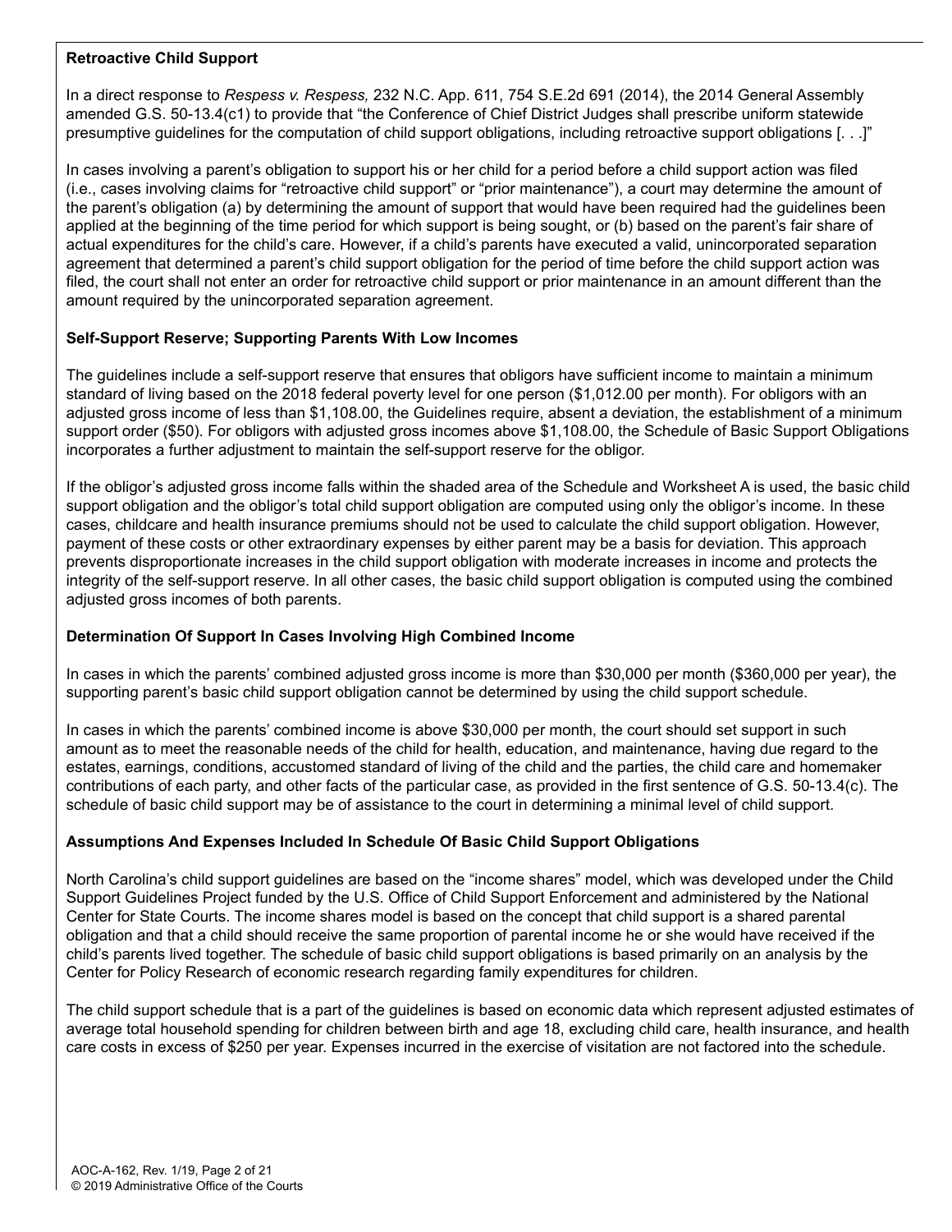**Retroactive Child Support**

In a direct response to *Respess v. Respess,* 232 N.C. App. 611, 754 S.E.2d 691 (2014), the 2014 General Assembly amended G.S. 50-13.4(c1) to provide that "the Conference of Chief District Judges shall prescribe uniform statewide presumptive guidelines for the computation of child support obligations, including retroactive support obligations [. . .]"

In cases involving a parent's obligation to support his or her child for a period before a child support action was filed (i.e., cases involving claims for "retroactive child support" or "prior maintenance"), a court may determine the amount of the parent's obligation (a) by determining the amount of support that would have been required had the guidelines been applied at the beginning of the time period for which support is being sought, or (b) based on the parent's fair share of actual expenditures for the child's care. However, if a child's parents have executed a valid, unincorporated separation agreement that determined a parent's child support obligation for the period of time before the child support action was filed, the court shall not enter an order for retroactive child support or prior maintenance in an amount different than the amount required by the unincorporated separation agreement.

**Self-Support Reserve; Supporting Parents With Low Incomes**

The guidelines include a self-support reserve that ensures that obligors have sufficient income to maintain a minimum standard of living based on the 2018 federal poverty level for one person ($1,012.00 per month). For obligors with an adjusted gross income of less than $1,108.00, the Guidelines require, absent a deviation, the establishment of a minimum support order ($50). For obligors with adjusted gross incomes above $1,108.00, the Schedule of Basic Support Obligations incorporates a further adjustment to maintain the self-support reserve for the obligor.

If the obligor's adjusted gross income falls within the shaded area of the Schedule and Worksheet A is used, the basic child support obligation and the obligor's total child support obligation are computed using only the obligor's income. In these cases, childcare and health insurance premiums should not be used to calculate the child support obligation. However, payment of these costs or other extraordinary expenses by either parent may be a basis for deviation. This approach prevents disproportionate increases in the child support obligation with moderate increases in income and protects the integrity of the self-support reserve. In all other cases, the basic child support obligation is computed using the combined adjusted gross incomes of both parents.

**Determination Of Support In Cases Involving High Combined Income**

In cases in which the parents' combined adjusted gross income is more than $30,000 per month ($360,000 per year), the supporting parent's basic child support obligation cannot be determined by using the child support schedule.

In cases in which the parents' combined income is above $30,000 per month, the court should set support in such amount as to meet the reasonable needs of the child for health, education, and maintenance, having due regard to the estates, earnings, conditions, accustomed standard of living of the child and the parties, the child care and homemaker contributions of each party, and other facts of the particular case, as provided in the first sentence of G.S. 50-13.4(c). The schedule of basic child support may be of assistance to the court in determining a minimal level of child support.

**Assumptions And Expenses Included In Schedule Of Basic Child Support Obligations**

North Carolina's child support guidelines are based on the "income shares" model, which was developed under the Child Support Guidelines Project funded by the U.S. Office of Child Support Enforcement and administered by the National Center for State Courts. The income shares model is based on the concept that child support is a shared parental obligation and that a child should receive the same proportion of parental income he or she would have received if the child's parents lived together. The schedule of basic child support obligations is based primarily on an analysis by the Center for Policy Research of economic research regarding family expenditures for children.

The child support schedule that is a part of the guidelines is based on economic data which represent adjusted estimates of average total household spending for children between birth and age 18, excluding child care, health insurance, and health care costs in excess of $250 per year. Expenses incurred in the exercise of visitation are not factored into the schedule.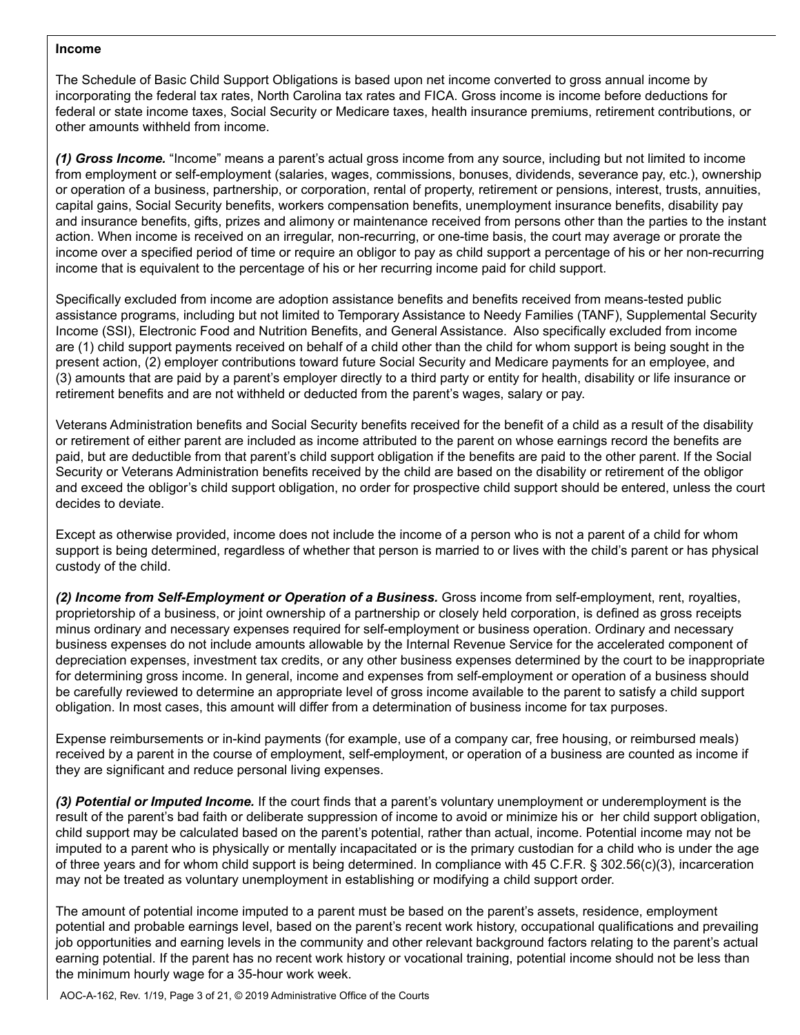**Income**

The Schedule of Basic Child Support Obligations is based upon net income converted to gross annual income by incorporating the federal tax rates, North Carolina tax rates and FICA. Gross income is income before deductions for federal or state income taxes, Social Security or Medicare taxes, health insurance premiums, retirement contributions, or other amounts withheld from income.

***(1) Gross Income.*** "Income" means a parent's actual gross income from any source, including but not limited to income from employment or self-employment (salaries, wages, commissions, bonuses, dividends, severance pay, etc.), ownership or operation of a business, partnership, or corporation, rental of property, retirement or pensions, interest, trusts, annuities, capital gains, Social Security benefits, workers compensation benefits, unemployment insurance benefits, disability pay and insurance benefits, gifts, prizes and alimony or maintenance received from persons other than the parties to the instant action. When income is received on an irregular, non-recurring, or one-time basis, the court may average or prorate the income over a specified period of time or require an obligor to pay as child support a percentage of his or her non-recurring income that is equivalent to the percentage of his or her recurring income paid for child support.

Specifically excluded from income are adoption assistance benefits and benefits received from means-tested public assistance programs, including but not limited to Temporary Assistance to Needy Families (TANF), Supplemental Security Income (SSI), Electronic Food and Nutrition Benefits, and General Assistance. Also specifically excluded from income are (1) child support payments received on behalf of a child other than the child for whom support is being sought in the present action, (2) employer contributions toward future Social Security and Medicare payments for an employee, and (3) amounts that are paid by a parent's employer directly to a third party or entity for health, disability or life insurance or retirement benefits and are not withheld or deducted from the parent's wages, salary or pay.

Veterans Administration benefits and Social Security benefits received for the benefit of a child as a result of the disability or retirement of either parent are included as income attributed to the parent on whose earnings record the benefits are paid, but are deductible from that parent's child support obligation if the benefits are paid to the other parent. If the Social Security or Veterans Administration benefits received by the child are based on the disability or retirement of the obligor and exceed the obligor's child support obligation, no order for prospective child support should be entered, unless the court decides to deviate.

Except as otherwise provided, income does not include the income of a person who is not a parent of a child for whom support is being determined, regardless of whether that person is married to or lives with the child's parent or has physical custody of the child.

***(2) Income from Self-Employment or Operation of a Business.*** Gross income from self-employment, rent, royalties, proprietorship of a business, or joint ownership of a partnership or closely held corporation, is defined as gross receipts minus ordinary and necessary expenses required for self-employment or business operation. Ordinary and necessary business expenses do not include amounts allowable by the Internal Revenue Service for the accelerated component of depreciation expenses, investment tax credits, or any other business expenses determined by the court to be inappropriate for determining gross income. In general, income and expenses from self-employment or operation of a business should be carefully reviewed to determine an appropriate level of gross income available to the parent to satisfy a child support obligation. In most cases, this amount will differ from a determination of business income for tax purposes.

Expense reimbursements or in-kind payments (for example, use of a company car, free housing, or reimbursed meals) received by a parent in the course of employment, self-employment, or operation of a business are counted as income if they are significant and reduce personal living expenses.

***(3) Potential or Imputed Income.*** If the court finds that a parent's voluntary unemployment or underemployment is the result of the parent's bad faith or deliberate suppression of income to avoid or minimize his or her child support obligation, child support may be calculated based on the parent's potential, rather than actual, income. Potential income may not be imputed to a parent who is physically or mentally incapacitated or is the primary custodian for a child who is under the age of three years and for whom child support is being determined. In compliance with 45 C.F.R. § 302.56(c)(3), incarceration may not be treated as voluntary unemployment in establishing or modifying a child support order.

The amount of potential income imputed to a parent must be based on the parent's assets, residence, employment potential and probable earnings level, based on the parent's recent work history, occupational qualifications and prevailing job opportunities and earning levels in the community and other relevant background factors relating to the parent's actual earning potential. If the parent has no recent work history or vocational training, potential income should not be less than the minimum hourly wage for a 35-hour work week.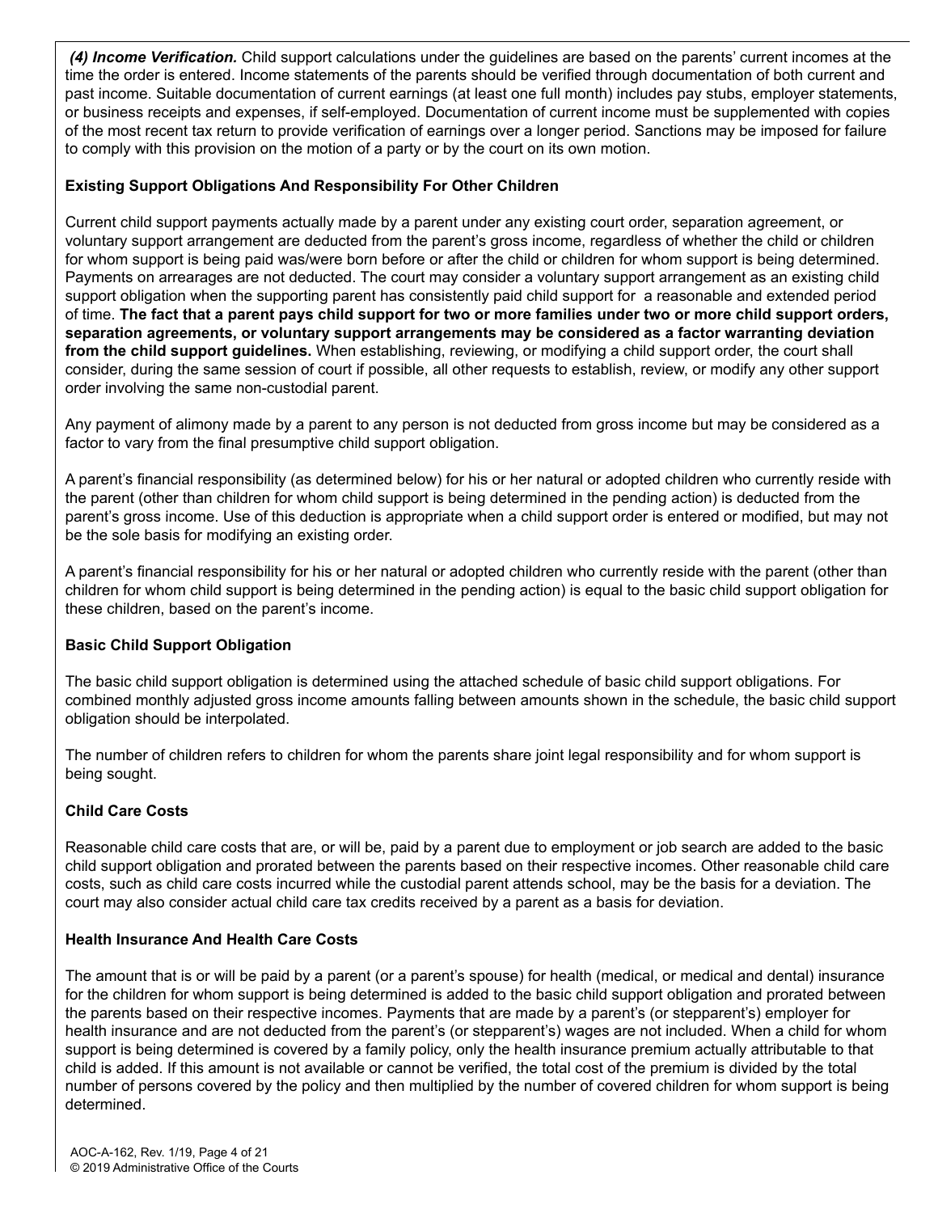***(4) Income Verification.*** Child support calculations under the guidelines are based on the parents' current incomes at the time the order is entered. Income statements of the parents should be verified through documentation of both current and past income. Suitable documentation of current earnings (at least one full month) includes pay stubs, employer statements, or business receipts and expenses, if self-employed. Documentation of current income must be supplemented with copies of the most recent tax return to provide verification of earnings over a longer period. Sanctions may be imposed for failure to comply with this provision on the motion of a party or by the court on its own motion.

### Existing Support Obligations And Responsibility For Other Children

Current child support payments actually made by a parent under any existing court order, separation agreement, or voluntary support arrangement are deducted from the parent's gross income, regardless of whether the child or children for whom support is being paid was/were born before or after the child or children for whom support is being determined. Payments on arrearages are not deducted. The court may consider a voluntary support arrangement as an existing child support obligation when the supporting parent has consistently paid child support for a reasonable and extended period of time. **The fact that a parent pays child support for two or more families under two or more child support orders, separation agreements, or voluntary support arrangements may be considered as a factor warranting deviation from the child support guidelines.** When establishing, reviewing, or modifying a child support order, the court shall consider, during the same session of court if possible, all other requests to establish, review, or modify any other support order involving the same non-custodial parent.

Any payment of alimony made by a parent to any person is not deducted from gross income but may be considered as a factor to vary from the final presumptive child support obligation.

A parent's financial responsibility (as determined below) for his or her natural or adopted children who currently reside with the parent (other than children for whom child support is being determined in the pending action) is deducted from the parent's gross income. Use of this deduction is appropriate when a child support order is entered or modified, but may not be the sole basis for modifying an existing order.

A parent's financial responsibility for his or her natural or adopted children who currently reside with the parent (other than children for whom child support is being determined in the pending action) is equal to the basic child support obligation for these children, based on the parent's income.

### Basic Child Support Obligation

The basic child support obligation is determined using the attached schedule of basic child support obligations. For combined monthly adjusted gross income amounts falling between amounts shown in the schedule, the basic child support obligation should be interpolated.

The number of children refers to children for whom the parents share joint legal responsibility and for whom support is being sought.

### Child Care Costs

Reasonable child care costs that are, or will be, paid by a parent due to employment or job search are added to the basic child support obligation and prorated between the parents based on their respective incomes. Other reasonable child care costs, such as child care costs incurred while the custodial parent attends school, may be the basis for a deviation. The court may also consider actual child care tax credits received by a parent as a basis for deviation.

### Health Insurance And Health Care Costs

The amount that is or will be paid by a parent (or a parent's spouse) for health (medical, or medical and dental) insurance for the children for whom support is being determined is added to the basic child support obligation and prorated between the parents based on their respective incomes. Payments that are made by a parent's (or stepparent's) employer for health insurance and are not deducted from the parent's (or stepparent's) wages are not included. When a child for whom support is being determined is covered by a family policy, only the health insurance premium actually attributable to that child is added. If this amount is not available or cannot be verified, the total cost of the premium is divided by the total number of persons covered by the policy and then multiplied by the number of covered children for whom support is being determined.

AOC-A-162, Rev. 1/19, Page 4 of 21
© 2019 Administrative Office of the Courts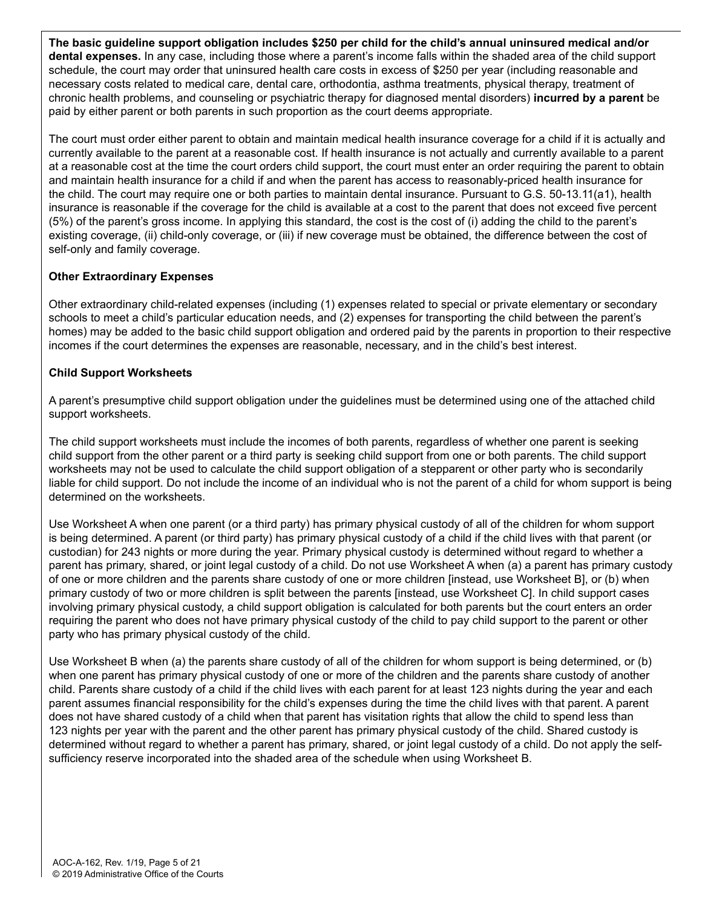**The basic guideline support obligation includes $250 per child for the child's annual uninsured medical and/or dental expenses.** In any case, including those where a parent's income falls within the shaded area of the child support schedule, the court may order that uninsured health care costs in excess of $250 per year (including reasonable and necessary costs related to medical care, dental care, orthodontia, asthma treatments, physical therapy, treatment of chronic health problems, and counseling or psychiatric therapy for diagnosed mental disorders) **incurred by a parent** be paid by either parent or both parents in such proportion as the court deems appropriate.

The court must order either parent to obtain and maintain medical health insurance coverage for a child if it is actually and currently available to the parent at a reasonable cost. If health insurance is not actually and currently available to a parent at a reasonable cost at the time the court orders child support, the court must enter an order requiring the parent to obtain and maintain health insurance for a child if and when the parent has access to reasonably-priced health insurance for the child. The court may require one or both parties to maintain dental insurance. Pursuant to G.S. 50-13.11(a1), health insurance is reasonable if the coverage for the child is available at a cost to the parent that does not exceed five percent (5%) of the parent's gross income. In applying this standard, the cost is the cost of (i) adding the child to the parent's existing coverage, (ii) child-only coverage, or (iii) if new coverage must be obtained, the difference between the cost of self-only and family coverage.

**Other Extraordinary Expenses**

Other extraordinary child-related expenses (including (1) expenses related to special or private elementary or secondary schools to meet a child's particular education needs, and (2) expenses for transporting the child between the parent's homes) may be added to the basic child support obligation and ordered paid by the parents in proportion to their respective incomes if the court determines the expenses are reasonable, necessary, and in the child's best interest.

**Child Support Worksheets**

A parent's presumptive child support obligation under the guidelines must be determined using one of the attached child support worksheets.

The child support worksheets must include the incomes of both parents, regardless of whether one parent is seeking child support from the other parent or a third party is seeking child support from one or both parents. The child support worksheets may not be used to calculate the child support obligation of a stepparent or other party who is secondarily liable for child support. Do not include the income of an individual who is not the parent of a child for whom support is being determined on the worksheets.

Use Worksheet A when one parent (or a third party) has primary physical custody of all of the children for whom support is being determined. A parent (or third party) has primary physical custody of a child if the child lives with that parent (or custodian) for 243 nights or more during the year. Primary physical custody is determined without regard to whether a parent has primary, shared, or joint legal custody of a child. Do not use Worksheet A when (a) a parent has primary custody of one or more children and the parents share custody of one or more children [instead, use Worksheet B], or (b) when primary custody of two or more children is split between the parents [instead, use Worksheet C]. In child support cases involving primary physical custody, a child support obligation is calculated for both parents but the court enters an order requiring the parent who does not have primary physical custody of the child to pay child support to the parent or other party who has primary physical custody of the child.

Use Worksheet B when (a) the parents share custody of all of the children for whom support is being determined, or (b) when one parent has primary physical custody of one or more of the children and the parents share custody of another child. Parents share custody of a child if the child lives with each parent for at least 123 nights during the year and each parent assumes financial responsibility for the child's expenses during the time the child lives with that parent. A parent does not have shared custody of a child when that parent has visitation rights that allow the child to spend less than 123 nights per year with the parent and the other parent has primary physical custody of the child. Shared custody is determined without regard to whether a parent has primary, shared, or joint legal custody of a child. Do not apply the self-sufficiency reserve incorporated into the shaded area of the schedule when using Worksheet B.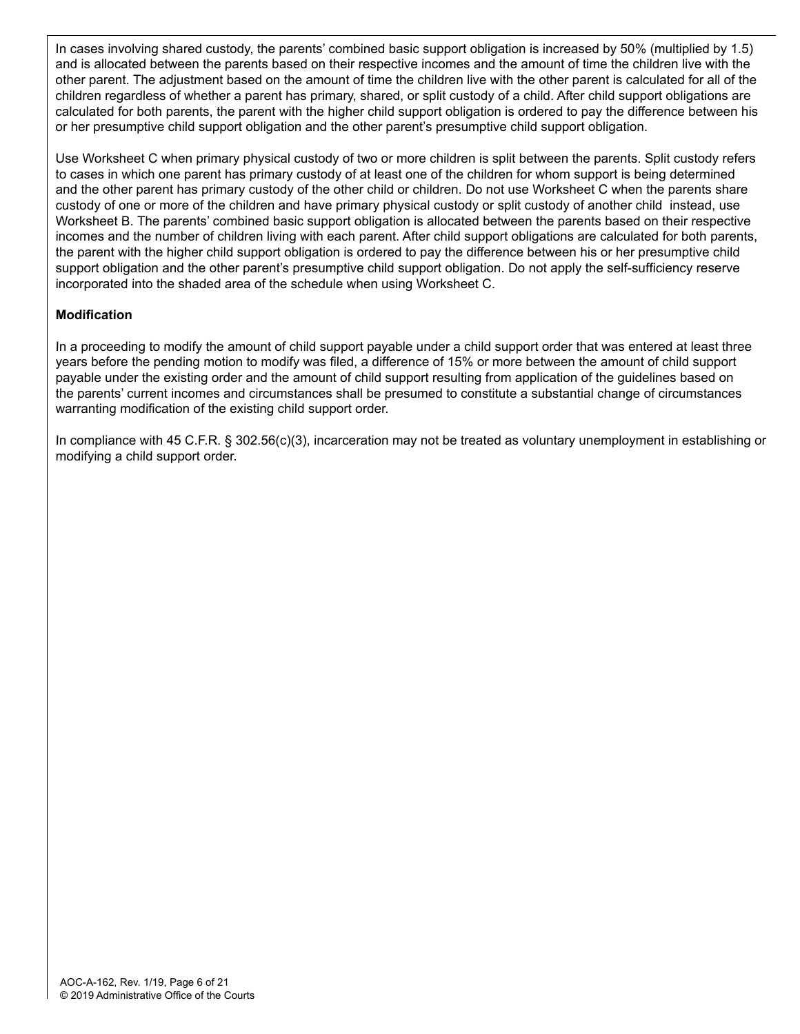In cases involving shared custody, the parents' combined basic support obligation is increased by 50% (multiplied by 1.5) and is allocated between the parents based on their respective incomes and the amount of time the children live with the other parent. The adjustment based on the amount of time the children live with the other parent is calculated for all of the children regardless of whether a parent has primary, shared, or split custody of a child. After child support obligations are calculated for both parents, the parent with the higher child support obligation is ordered to pay the difference between his or her presumptive child support obligation and the other parent's presumptive child support obligation.

Use Worksheet C when primary physical custody of two or more children is split between the parents. Split custody refers to cases in which one parent has primary custody of at least one of the children for whom support is being determined and the other parent has primary custody of the other child or children. Do not use Worksheet C when the parents share custody of one or more of the children and have primary physical custody or split custody of another child  instead, use Worksheet B. The parents' combined basic support obligation is allocated between the parents based on their respective incomes and the number of children living with each parent. After child support obligations are calculated for both parents, the parent with the higher child support obligation is ordered to pay the difference between his or her presumptive child support obligation and the other parent's presumptive child support obligation. Do not apply the self-sufficiency reserve incorporated into the shaded area of the schedule when using Worksheet C.

**Modification**

In a proceeding to modify the amount of child support payable under a child support order that was entered at least three years before the pending motion to modify was filed, a difference of 15% or more between the amount of child support payable under the existing order and the amount of child support resulting from application of the guidelines based on the parents' current incomes and circumstances shall be presumed to constitute a substantial change of circumstances warranting modification of the existing child support order.

In compliance with 45 C.F.R. § 302.56(c)(3), incarceration may not be treated as voluntary unemployment in establishing or modifying a child support order.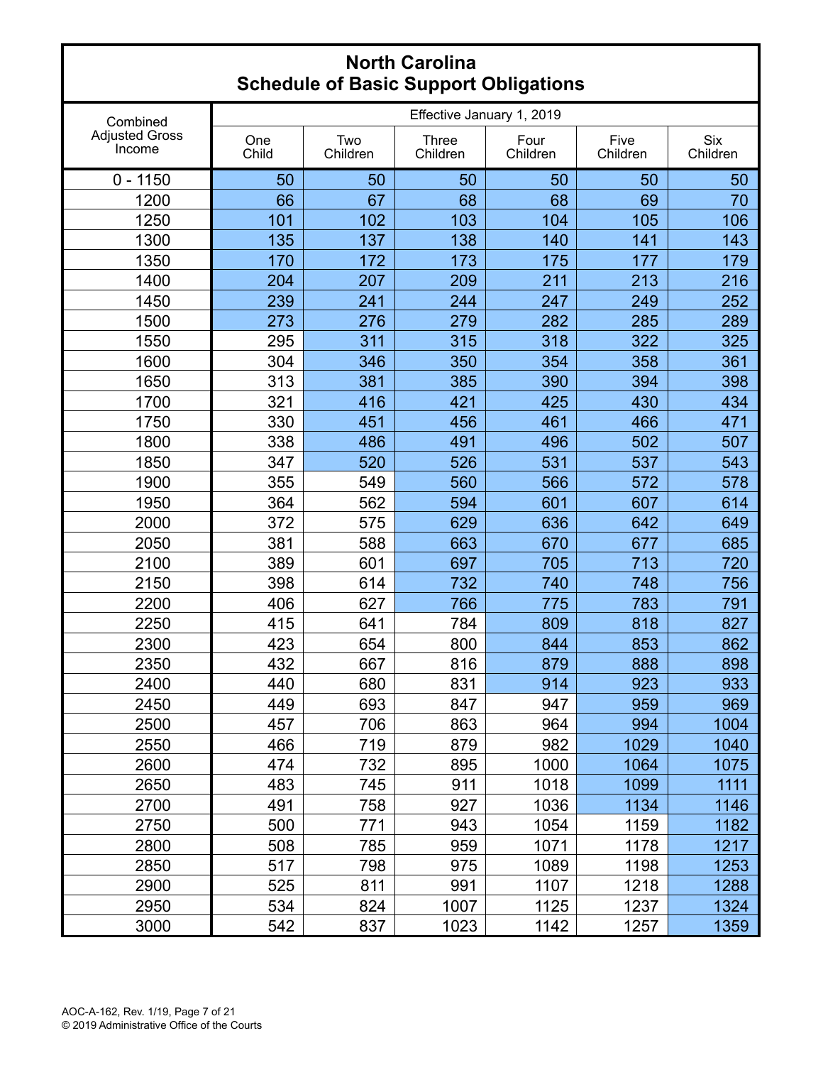# North Carolina
## Schedule of Basic Support Obligations

| Combined Adjusted Gross Income | Effective January 1, 2019 | | | | | |
|---|---|---|---|---|---|---|
| | One Child | Two Children | Three Children | Four Children | Five Children | Six Children |
| 0 - 1150 | 50 | 50 | 50 | 50 | 50 | 50 |
| 1200 | 66 | 67 | 68 | 68 | 69 | 70 |
| 1250 | 101 | 102 | 103 | 104 | 105 | 106 |
| 1300 | 135 | 137 | 138 | 140 | 141 | 143 |
| 1350 | 170 | 172 | 173 | 175 | 177 | 179 |
| 1400 | 204 | 207 | 209 | 211 | 213 | 216 |
| 1450 | 239 | 241 | 244 | 247 | 249 | 252 |
| 1500 | 273 | 276 | 279 | 282 | 285 | 289 |
| 1550 | 295 | 311 | 315 | 318 | 322 | 325 |
| 1600 | 304 | 346 | 350 | 354 | 358 | 361 |
| 1650 | 313 | 381 | 385 | 390 | 394 | 398 |
| 1700 | 321 | 416 | 421 | 425 | 430 | 434 |
| 1750 | 330 | 451 | 456 | 461 | 466 | 471 |
| 1800 | 338 | 486 | 491 | 496 | 502 | 507 |
| 1850 | 347 | 520 | 526 | 531 | 537 | 543 |
| 1900 | 355 | 549 | 560 | 566 | 572 | 578 |
| 1950 | 364 | 562 | 594 | 601 | 607 | 614 |
| 2000 | 372 | 575 | 629 | 636 | 642 | 649 |
| 2050 | 381 | 588 | 663 | 670 | 677 | 685 |
| 2100 | 389 | 601 | 697 | 705 | 713 | 720 |
| 2150 | 398 | 614 | 732 | 740 | 748 | 756 |
| 2200 | 406 | 627 | 766 | 775 | 783 | 791 |
| 2250 | 415 | 641 | 784 | 809 | 818 | 827 |
| 2300 | 423 | 654 | 800 | 844 | 853 | 862 |
| 2350 | 432 | 667 | 816 | 879 | 888 | 898 |
| 2400 | 440 | 680 | 831 | 914 | 923 | 933 |
| 2450 | 449 | 693 | 847 | 947 | 959 | 969 |
| 2500 | 457 | 706 | 863 | 964 | 994 | 1004 |
| 2550 | 466 | 719 | 879 | 982 | 1029 | 1040 |
| 2600 | 474 | 732 | 895 | 1000 | 1064 | 1075 |
| 2650 | 483 | 745 | 911 | 1018 | 1099 | 1111 |
| 2700 | 491 | 758 | 927 | 1036 | 1134 | 1146 |
| 2750 | 500 | 771 | 943 | 1054 | 1159 | 1182 |
| 2800 | 508 | 785 | 959 | 1071 | 1178 | 1217 |
| 2850 | 517 | 798 | 975 | 1089 | 1198 | 1253 |
| 2900 | 525 | 811 | 991 | 1107 | 1218 | 1288 |
| 2950 | 534 | 824 | 1007 | 1125 | 1237 | 1324 |
| 3000 | 542 | 837 | 1023 | 1142 | 1257 | 1359 |

AOC-A-162, Rev. 1/19, Page 7 of 21
© 2019 Administrative Office of the Courts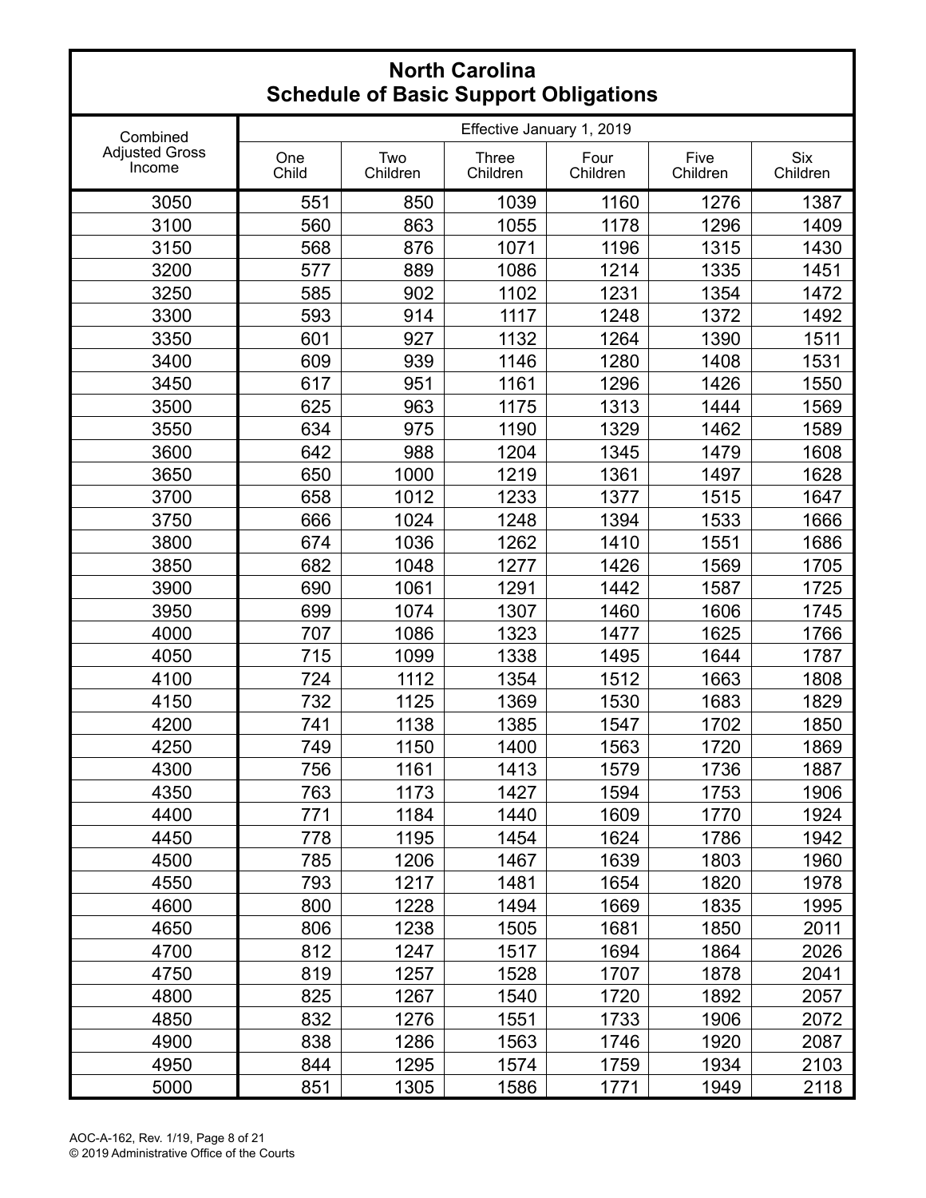# North Carolina
## Schedule of Basic Support Obligations

| Combined Adjusted Gross Income | Effective January 1, 2019 | | | | | |
|---|---|---|---|---|---|---|
| | One Child | Two Children | Three Children | Four Children | Five Children | Six Children |
| 3050 | 551 | 850 | 1039 | 1160 | 1276 | 1387 |
| 3100 | 560 | 863 | 1055 | 1178 | 1296 | 1409 |
| 3150 | 568 | 876 | 1071 | 1196 | 1315 | 1430 |
| 3200 | 577 | 889 | 1086 | 1214 | 1335 | 1451 |
| 3250 | 585 | 902 | 1102 | 1231 | 1354 | 1472 |
| 3300 | 593 | 914 | 1117 | 1248 | 1372 | 1492 |
| 3350 | 601 | 927 | 1132 | 1264 | 1390 | 1511 |
| 3400 | 609 | 939 | 1146 | 1280 | 1408 | 1531 |
| 3450 | 617 | 951 | 1161 | 1296 | 1426 | 1550 |
| 3500 | 625 | 963 | 1175 | 1313 | 1444 | 1569 |
| 3550 | 634 | 975 | 1190 | 1329 | 1462 | 1589 |
| 3600 | 642 | 988 | 1204 | 1345 | 1479 | 1608 |
| 3650 | 650 | 1000 | 1219 | 1361 | 1497 | 1628 |
| 3700 | 658 | 1012 | 1233 | 1377 | 1515 | 1647 |
| 3750 | 666 | 1024 | 1248 | 1394 | 1533 | 1666 |
| 3800 | 674 | 1036 | 1262 | 1410 | 1551 | 1686 |
| 3850 | 682 | 1048 | 1277 | 1426 | 1569 | 1705 |
| 3900 | 690 | 1061 | 1291 | 1442 | 1587 | 1725 |
| 3950 | 699 | 1074 | 1307 | 1460 | 1606 | 1745 |
| 4000 | 707 | 1086 | 1323 | 1477 | 1625 | 1766 |
| 4050 | 715 | 1099 | 1338 | 1495 | 1644 | 1787 |
| 4100 | 724 | 1112 | 1354 | 1512 | 1663 | 1808 |
| 4150 | 732 | 1125 | 1369 | 1530 | 1683 | 1829 |
| 4200 | 741 | 1138 | 1385 | 1547 | 1702 | 1850 |
| 4250 | 749 | 1150 | 1400 | 1563 | 1720 | 1869 |
| 4300 | 756 | 1161 | 1413 | 1579 | 1736 | 1887 |
| 4350 | 763 | 1173 | 1427 | 1594 | 1753 | 1906 |
| 4400 | 771 | 1184 | 1440 | 1609 | 1770 | 1924 |
| 4450 | 778 | 1195 | 1454 | 1624 | 1786 | 1942 |
| 4500 | 785 | 1206 | 1467 | 1639 | 1803 | 1960 |
| 4550 | 793 | 1217 | 1481 | 1654 | 1820 | 1978 |
| 4600 | 800 | 1228 | 1494 | 1669 | 1835 | 1995 |
| 4650 | 806 | 1238 | 1505 | 1681 | 1850 | 2011 |
| 4700 | 812 | 1247 | 1517 | 1694 | 1864 | 2026 |
| 4750 | 819 | 1257 | 1528 | 1707 | 1878 | 2041 |
| 4800 | 825 | 1267 | 1540 | 1720 | 1892 | 2057 |
| 4850 | 832 | 1276 | 1551 | 1733 | 1906 | 2072 |
| 4900 | 838 | 1286 | 1563 | 1746 | 1920 | 2087 |
| 4950 | 844 | 1295 | 1574 | 1759 | 1934 | 2103 |
| 5000 | 851 | 1305 | 1586 | 1771 | 1949 | 2118 |

AOC-A-162, Rev. 1/19, Page 8 of 21
© 2019 Administrative Office of the Courts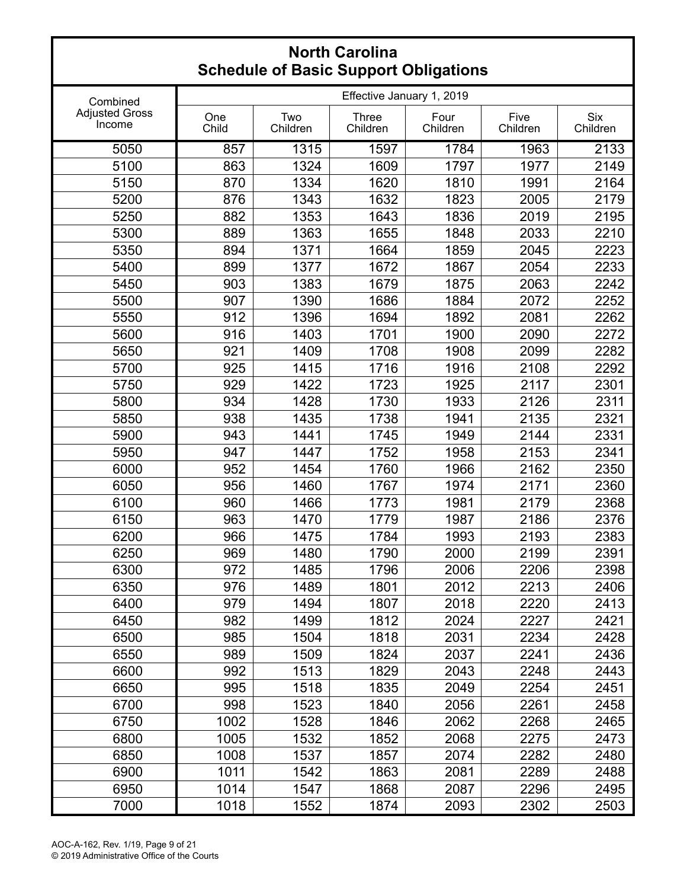# North Carolina
## Schedule of Basic Support Obligations

| Combined Adjusted Gross Income | Effective January 1, 2019 | | | | | |
|---|---|---|---|---|---|---|
| | One Child | Two Children | Three Children | Four Children | Five Children | Six Children |
| 5050 | 857 | 1315 | 1597 | 1784 | 1963 | 2133 |
| 5100 | 863 | 1324 | 1609 | 1797 | 1977 | 2149 |
| 5150 | 870 | 1334 | 1620 | 1810 | 1991 | 2164 |
| 5200 | 876 | 1343 | 1632 | 1823 | 2005 | 2179 |
| 5250 | 882 | 1353 | 1643 | 1836 | 2019 | 2195 |
| 5300 | 889 | 1363 | 1655 | 1848 | 2033 | 2210 |
| 5350 | 894 | 1371 | 1664 | 1859 | 2045 | 2223 |
| 5400 | 899 | 1377 | 1672 | 1867 | 2054 | 2233 |
| 5450 | 903 | 1383 | 1679 | 1875 | 2063 | 2242 |
| 5500 | 907 | 1390 | 1686 | 1884 | 2072 | 2252 |
| 5550 | 912 | 1396 | 1694 | 1892 | 2081 | 2262 |
| 5600 | 916 | 1403 | 1701 | 1900 | 2090 | 2272 |
| 5650 | 921 | 1409 | 1708 | 1908 | 2099 | 2282 |
| 5700 | 925 | 1415 | 1716 | 1916 | 2108 | 2292 |
| 5750 | 929 | 1422 | 1723 | 1925 | 2117 | 2301 |
| 5800 | 934 | 1428 | 1730 | 1933 | 2126 | 2311 |
| 5850 | 938 | 1435 | 1738 | 1941 | 2135 | 2321 |
| 5900 | 943 | 1441 | 1745 | 1949 | 2144 | 2331 |
| 5950 | 947 | 1447 | 1752 | 1958 | 2153 | 2341 |
| 6000 | 952 | 1454 | 1760 | 1966 | 2162 | 2350 |
| 6050 | 956 | 1460 | 1767 | 1974 | 2171 | 2360 |
| 6100 | 960 | 1466 | 1773 | 1981 | 2179 | 2368 |
| 6150 | 963 | 1470 | 1779 | 1987 | 2186 | 2376 |
| 6200 | 966 | 1475 | 1784 | 1993 | 2193 | 2383 |
| 6250 | 969 | 1480 | 1790 | 2000 | 2199 | 2391 |
| 6300 | 972 | 1485 | 1796 | 2006 | 2206 | 2398 |
| 6350 | 976 | 1489 | 1801 | 2012 | 2213 | 2406 |
| 6400 | 979 | 1494 | 1807 | 2018 | 2220 | 2413 |
| 6450 | 982 | 1499 | 1812 | 2024 | 2227 | 2421 |
| 6500 | 985 | 1504 | 1818 | 2031 | 2234 | 2428 |
| 6550 | 989 | 1509 | 1824 | 2037 | 2241 | 2436 |
| 6600 | 992 | 1513 | 1829 | 2043 | 2248 | 2443 |
| 6650 | 995 | 1518 | 1835 | 2049 | 2254 | 2451 |
| 6700 | 998 | 1523 | 1840 | 2056 | 2261 | 2458 |
| 6750 | 1002 | 1528 | 1846 | 2062 | 2268 | 2465 |
| 6800 | 1005 | 1532 | 1852 | 2068 | 2275 | 2473 |
| 6850 | 1008 | 1537 | 1857 | 2074 | 2282 | 2480 |
| 6900 | 1011 | 1542 | 1863 | 2081 | 2289 | 2488 |
| 6950 | 1014 | 1547 | 1868 | 2087 | 2296 | 2495 |
| 7000 | 1018 | 1552 | 1874 | 2093 | 2302 | 2503 |

AOC-A-162, Rev. 1/19, Page 9 of 21
© 2019 Administrative Office of the Courts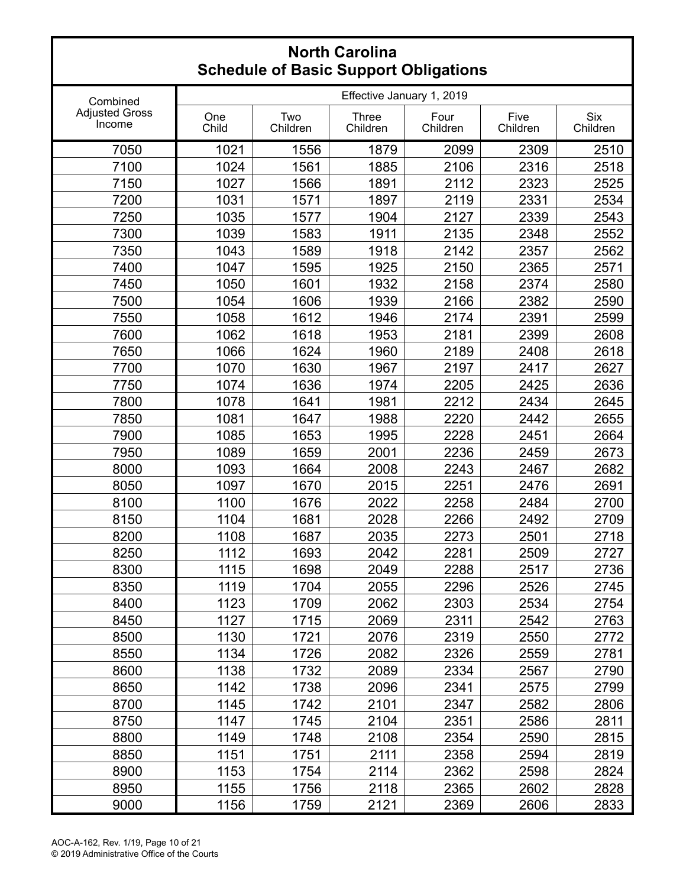# North Carolina
## Schedule of Basic Support Obligations

| Combined Adjusted Gross Income | Effective January 1, 2019 | | | | | |
|---|---|---|---|---|---|---|
| | One Child | Two Children | Three Children | Four Children | Five Children | Six Children |
| 7050 | 1021 | 1556 | 1879 | 2099 | 2309 | 2510 |
| 7100 | 1024 | 1561 | 1885 | 2106 | 2316 | 2518 |
| 7150 | 1027 | 1566 | 1891 | 2112 | 2323 | 2525 |
| 7200 | 1031 | 1571 | 1897 | 2119 | 2331 | 2534 |
| 7250 | 1035 | 1577 | 1904 | 2127 | 2339 | 2543 |
| 7300 | 1039 | 1583 | 1911 | 2135 | 2348 | 2552 |
| 7350 | 1043 | 1589 | 1918 | 2142 | 2357 | 2562 |
| 7400 | 1047 | 1595 | 1925 | 2150 | 2365 | 2571 |
| 7450 | 1050 | 1601 | 1932 | 2158 | 2374 | 2580 |
| 7500 | 1054 | 1606 | 1939 | 2166 | 2382 | 2590 |
| 7550 | 1058 | 1612 | 1946 | 2174 | 2391 | 2599 |
| 7600 | 1062 | 1618 | 1953 | 2181 | 2399 | 2608 |
| 7650 | 1066 | 1624 | 1960 | 2189 | 2408 | 2618 |
| 7700 | 1070 | 1630 | 1967 | 2197 | 2417 | 2627 |
| 7750 | 1074 | 1636 | 1974 | 2205 | 2425 | 2636 |
| 7800 | 1078 | 1641 | 1981 | 2212 | 2434 | 2645 |
| 7850 | 1081 | 1647 | 1988 | 2220 | 2442 | 2655 |
| 7900 | 1085 | 1653 | 1995 | 2228 | 2451 | 2664 |
| 7950 | 1089 | 1659 | 2001 | 2236 | 2459 | 2673 |
| 8000 | 1093 | 1664 | 2008 | 2243 | 2467 | 2682 |
| 8050 | 1097 | 1670 | 2015 | 2251 | 2476 | 2691 |
| 8100 | 1100 | 1676 | 2022 | 2258 | 2484 | 2700 |
| 8150 | 1104 | 1681 | 2028 | 2266 | 2492 | 2709 |
| 8200 | 1108 | 1687 | 2035 | 2273 | 2501 | 2718 |
| 8250 | 1112 | 1693 | 2042 | 2281 | 2509 | 2727 |
| 8300 | 1115 | 1698 | 2049 | 2288 | 2517 | 2736 |
| 8350 | 1119 | 1704 | 2055 | 2296 | 2526 | 2745 |
| 8400 | 1123 | 1709 | 2062 | 2303 | 2534 | 2754 |
| 8450 | 1127 | 1715 | 2069 | 2311 | 2542 | 2763 |
| 8500 | 1130 | 1721 | 2076 | 2319 | 2550 | 2772 |
| 8550 | 1134 | 1726 | 2082 | 2326 | 2559 | 2781 |
| 8600 | 1138 | 1732 | 2089 | 2334 | 2567 | 2790 |
| 8650 | 1142 | 1738 | 2096 | 2341 | 2575 | 2799 |
| 8700 | 1145 | 1742 | 2101 | 2347 | 2582 | 2806 |
| 8750 | 1147 | 1745 | 2104 | 2351 | 2586 | 2811 |
| 8800 | 1149 | 1748 | 2108 | 2354 | 2590 | 2815 |
| 8850 | 1151 | 1751 | 2111 | 2358 | 2594 | 2819 |
| 8900 | 1153 | 1754 | 2114 | 2362 | 2598 | 2824 |
| 8950 | 1155 | 1756 | 2118 | 2365 | 2602 | 2828 |
| 9000 | 1156 | 1759 | 2121 | 2369 | 2606 | 2833 |

AOC-A-162, Rev. 1/19
© 2019 Administrative Office of the Courts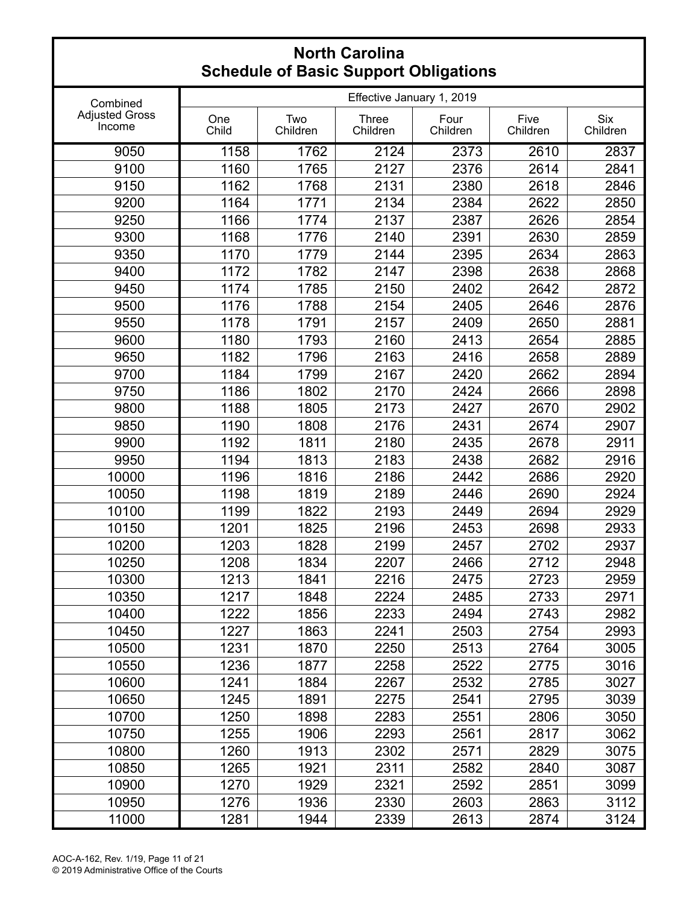# North Carolina
## Schedule of Basic Support Obligations

| Combined Adjusted Gross Income | Effective January 1, 2019 | | | | | |
|---|---|---|---|---|---|---|
| | One Child | Two Children | Three Children | Four Children | Five Children | Six Children |
| 9050 | 1158 | 1762 | 2124 | 2373 | 2610 | 2837 |
| 9100 | 1160 | 1765 | 2127 | 2376 | 2614 | 2841 |
| 9150 | 1162 | 1768 | 2131 | 2380 | 2618 | 2846 |
| 9200 | 1164 | 1771 | 2134 | 2384 | 2622 | 2850 |
| 9250 | 1166 | 1774 | 2137 | 2387 | 2626 | 2854 |
| 9300 | 1168 | 1776 | 2140 | 2391 | 2630 | 2859 |
| 9350 | 1170 | 1779 | 2144 | 2395 | 2634 | 2863 |
| 9400 | 1172 | 1782 | 2147 | 2398 | 2638 | 2868 |
| 9450 | 1174 | 1785 | 2150 | 2402 | 2642 | 2872 |
| 9500 | 1176 | 1788 | 2154 | 2405 | 2646 | 2876 |
| 9550 | 1178 | 1791 | 2157 | 2409 | 2650 | 2881 |
| 9600 | 1180 | 1793 | 2160 | 2413 | 2654 | 2885 |
| 9650 | 1182 | 1796 | 2163 | 2416 | 2658 | 2889 |
| 9700 | 1184 | 1799 | 2167 | 2420 | 2662 | 2894 |
| 9750 | 1186 | 1802 | 2170 | 2424 | 2666 | 2898 |
| 9800 | 1188 | 1805 | 2173 | 2427 | 2670 | 2902 |
| 9850 | 1190 | 1808 | 2176 | 2431 | 2674 | 2907 |
| 9900 | 1192 | 1811 | 2180 | 2435 | 2678 | 2911 |
| 9950 | 1194 | 1813 | 2183 | 2438 | 2682 | 2916 |
| 10000 | 1196 | 1816 | 2186 | 2442 | 2686 | 2920 |
| 10050 | 1198 | 1819 | 2189 | 2446 | 2690 | 2924 |
| 10100 | 1199 | 1822 | 2193 | 2449 | 2694 | 2929 |
| 10150 | 1201 | 1825 | 2196 | 2453 | 2698 | 2933 |
| 10200 | 1203 | 1828 | 2199 | 2457 | 2702 | 2937 |
| 10250 | 1208 | 1834 | 2207 | 2466 | 2712 | 2948 |
| 10300 | 1213 | 1841 | 2216 | 2475 | 2723 | 2959 |
| 10350 | 1217 | 1848 | 2224 | 2485 | 2733 | 2971 |
| 10400 | 1222 | 1856 | 2233 | 2494 | 2743 | 2982 |
| 10450 | 1227 | 1863 | 2241 | 2503 | 2754 | 2993 |
| 10500 | 1231 | 1870 | 2250 | 2513 | 2764 | 3005 |
| 10550 | 1236 | 1877 | 2258 | 2522 | 2775 | 3016 |
| 10600 | 1241 | 1884 | 2267 | 2532 | 2785 | 3027 |
| 10650 | 1245 | 1891 | 2275 | 2541 | 2795 | 3039 |
| 10700 | 1250 | 1898 | 2283 | 2551 | 2806 | 3050 |
| 10750 | 1255 | 1906 | 2293 | 2561 | 2817 | 3062 |
| 10800 | 1260 | 1913 | 2302 | 2571 | 2829 | 3075 |
| 10850 | 1265 | 1921 | 2311 | 2582 | 2840 | 3087 |
| 10900 | 1270 | 1929 | 2321 | 2592 | 2851 | 3099 |
| 10950 | 1276 | 1936 | 2330 | 2603 | 2863 | 3112 |
| 11000 | 1281 | 1944 | 2339 | 2613 | 2874 | 3124 |

AOC-A-162, Rev. 1/19, Page 11 of 21
© 2019 Administrative Office of the Courts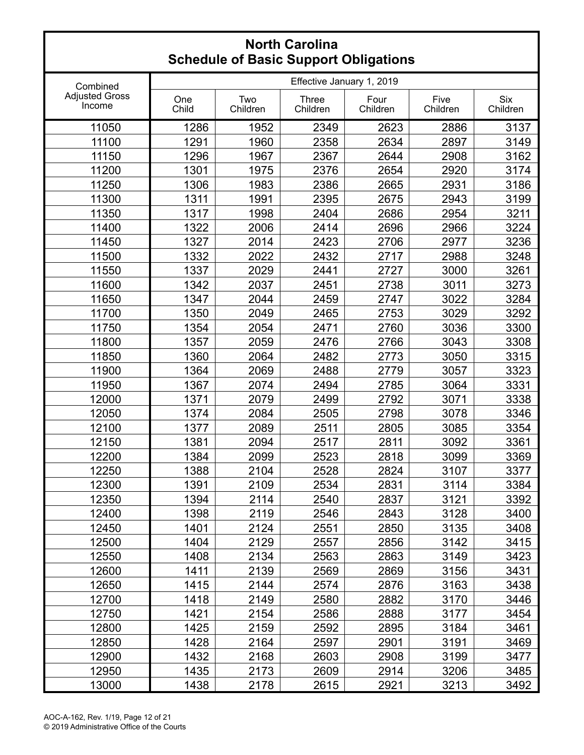## North Carolina
## Schedule of Basic Support Obligations

| Combined Adjusted Gross Income | Effective January 1, 2019 | | | | | |
|---|---|---|---|---|---|---|
| | One Child | Two Children | Three Children | Four Children | Five Children | Six Children |
| 11050 | 1286 | 1952 | 2349 | 2623 | 2886 | 3137 |
| 11100 | 1291 | 1960 | 2358 | 2634 | 2897 | 3149 |
| 11150 | 1296 | 1967 | 2367 | 2644 | 2908 | 3162 |
| 11200 | 1301 | 1975 | 2376 | 2654 | 2920 | 3174 |
| 11250 | 1306 | 1983 | 2386 | 2665 | 2931 | 3186 |
| 11300 | 1311 | 1991 | 2395 | 2675 | 2943 | 3199 |
| 11350 | 1317 | 1998 | 2404 | 2686 | 2954 | 3211 |
| 11400 | 1322 | 2006 | 2414 | 2696 | 2966 | 3224 |
| 11450 | 1327 | 2014 | 2423 | 2706 | 2977 | 3236 |
| 11500 | 1332 | 2022 | 2432 | 2717 | 2988 | 3248 |
| 11550 | 1337 | 2029 | 2441 | 2727 | 3000 | 3261 |
| 11600 | 1342 | 2037 | 2451 | 2738 | 3011 | 3273 |
| 11650 | 1347 | 2044 | 2459 | 2747 | 3022 | 3284 |
| 11700 | 1350 | 2049 | 2465 | 2753 | 3029 | 3292 |
| 11750 | 1354 | 2054 | 2471 | 2760 | 3036 | 3300 |
| 11800 | 1357 | 2059 | 2476 | 2766 | 3043 | 3308 |
| 11850 | 1360 | 2064 | 2482 | 2773 | 3050 | 3315 |
| 11900 | 1364 | 2069 | 2488 | 2779 | 3057 | 3323 |
| 11950 | 1367 | 2074 | 2494 | 2785 | 3064 | 3331 |
| 12000 | 1371 | 2079 | 2499 | 2792 | 3071 | 3338 |
| 12050 | 1374 | 2084 | 2505 | 2798 | 3078 | 3346 |
| 12100 | 1377 | 2089 | 2511 | 2805 | 3085 | 3354 |
| 12150 | 1381 | 2094 | 2517 | 2811 | 3092 | 3361 |
| 12200 | 1384 | 2099 | 2523 | 2818 | 3099 | 3369 |
| 12250 | 1388 | 2104 | 2528 | 2824 | 3107 | 3377 |
| 12300 | 1391 | 2109 | 2534 | 2831 | 3114 | 3384 |
| 12350 | 1394 | 2114 | 2540 | 2837 | 3121 | 3392 |
| 12400 | 1398 | 2119 | 2546 | 2843 | 3128 | 3400 |
| 12450 | 1401 | 2124 | 2551 | 2850 | 3135 | 3408 |
| 12500 | 1404 | 2129 | 2557 | 2856 | 3142 | 3415 |
| 12550 | 1408 | 2134 | 2563 | 2863 | 3149 | 3423 |
| 12600 | 1411 | 2139 | 2569 | 2869 | 3156 | 3431 |
| 12650 | 1415 | 2144 | 2574 | 2876 | 3163 | 3438 |
| 12700 | 1418 | 2149 | 2580 | 2882 | 3170 | 3446 |
| 12750 | 1421 | 2154 | 2586 | 2888 | 3177 | 3454 |
| 12800 | 1425 | 2159 | 2592 | 2895 | 3184 | 3461 |
| 12850 | 1428 | 2164 | 2597 | 2901 | 3191 | 3469 |
| 12900 | 1432 | 2168 | 2603 | 2908 | 3199 | 3477 |
| 12950 | 1435 | 2173 | 2609 | 2914 | 3206 | 3485 |
| 13000 | 1438 | 2178 | 2615 | 2921 | 3213 | 3492 |

AOC-A-162, Rev. 1/19, Page 12 of 21
© 2019 Administrative Office of the Courts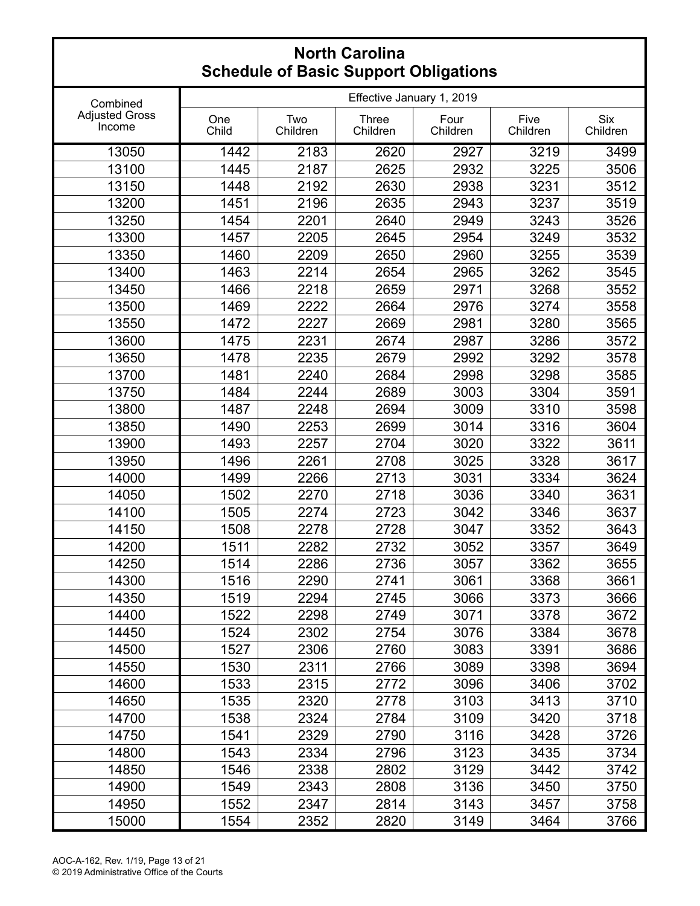# North Carolina
## Schedule of Basic Support Obligations

| Combined Adjusted Gross Income | Effective January 1, 2019 | | | | | |
|---|---|---|---|---|---|---|
| | One Child | Two Children | Three Children | Four Children | Five Children | Six Children |
| 13050 | 1442 | 2183 | 2620 | 2927 | 3219 | 3499 |
| 13100 | 1445 | 2187 | 2625 | 2932 | 3225 | 3506 |
| 13150 | 1448 | 2192 | 2630 | 2938 | 3231 | 3512 |
| 13200 | 1451 | 2196 | 2635 | 2943 | 3237 | 3519 |
| 13250 | 1454 | 2201 | 2640 | 2949 | 3243 | 3526 |
| 13300 | 1457 | 2205 | 2645 | 2954 | 3249 | 3532 |
| 13350 | 1460 | 2209 | 2650 | 2960 | 3255 | 3539 |
| 13400 | 1463 | 2214 | 2654 | 2965 | 3262 | 3545 |
| 13450 | 1466 | 2218 | 2659 | 2971 | 3268 | 3552 |
| 13500 | 1469 | 2222 | 2664 | 2976 | 3274 | 3558 |
| 13550 | 1472 | 2227 | 2669 | 2981 | 3280 | 3565 |
| 13600 | 1475 | 2231 | 2674 | 2987 | 3286 | 3572 |
| 13650 | 1478 | 2235 | 2679 | 2992 | 3292 | 3578 |
| 13700 | 1481 | 2240 | 2684 | 2998 | 3298 | 3585 |
| 13750 | 1484 | 2244 | 2689 | 3003 | 3304 | 3591 |
| 13800 | 1487 | 2248 | 2694 | 3009 | 3310 | 3598 |
| 13850 | 1490 | 2253 | 2699 | 3014 | 3316 | 3604 |
| 13900 | 1493 | 2257 | 2704 | 3020 | 3322 | 3611 |
| 13950 | 1496 | 2261 | 2708 | 3025 | 3328 | 3617 |
| 14000 | 1499 | 2266 | 2713 | 3031 | 3334 | 3624 |
| 14050 | 1502 | 2270 | 2718 | 3036 | 3340 | 3631 |
| 14100 | 1505 | 2274 | 2723 | 3042 | 3346 | 3637 |
| 14150 | 1508 | 2278 | 2728 | 3047 | 3352 | 3643 |
| 14200 | 1511 | 2282 | 2732 | 3052 | 3357 | 3649 |
| 14250 | 1514 | 2286 | 2736 | 3057 | 3362 | 3655 |
| 14300 | 1516 | 2290 | 2741 | 3061 | 3368 | 3661 |
| 14350 | 1519 | 2294 | 2745 | 3066 | 3373 | 3666 |
| 14400 | 1522 | 2298 | 2749 | 3071 | 3378 | 3672 |
| 14450 | 1524 | 2302 | 2754 | 3076 | 3384 | 3678 |
| 14500 | 1527 | 2306 | 2760 | 3083 | 3391 | 3686 |
| 14550 | 1530 | 2311 | 2766 | 3089 | 3398 | 3694 |
| 14600 | 1533 | 2315 | 2772 | 3096 | 3406 | 3702 |
| 14650 | 1535 | 2320 | 2778 | 3103 | 3413 | 3710 |
| 14700 | 1538 | 2324 | 2784 | 3109 | 3420 | 3718 |
| 14750 | 1541 | 2329 | 2790 | 3116 | 3428 | 3726 |
| 14800 | 1543 | 2334 | 2796 | 3123 | 3435 | 3734 |
| 14850 | 1546 | 2338 | 2802 | 3129 | 3442 | 3742 |
| 14900 | 1549 | 2343 | 2808 | 3136 | 3450 | 3750 |
| 14950 | 1552 | 2347 | 2814 | 3143 | 3457 | 3758 |
| 15000 | 1554 | 2352 | 2820 | 3149 | 3464 | 3766 |

AOC-A-162, Rev. 1/19, Page 13 of 21
© 2019 Administrative Office of the Courts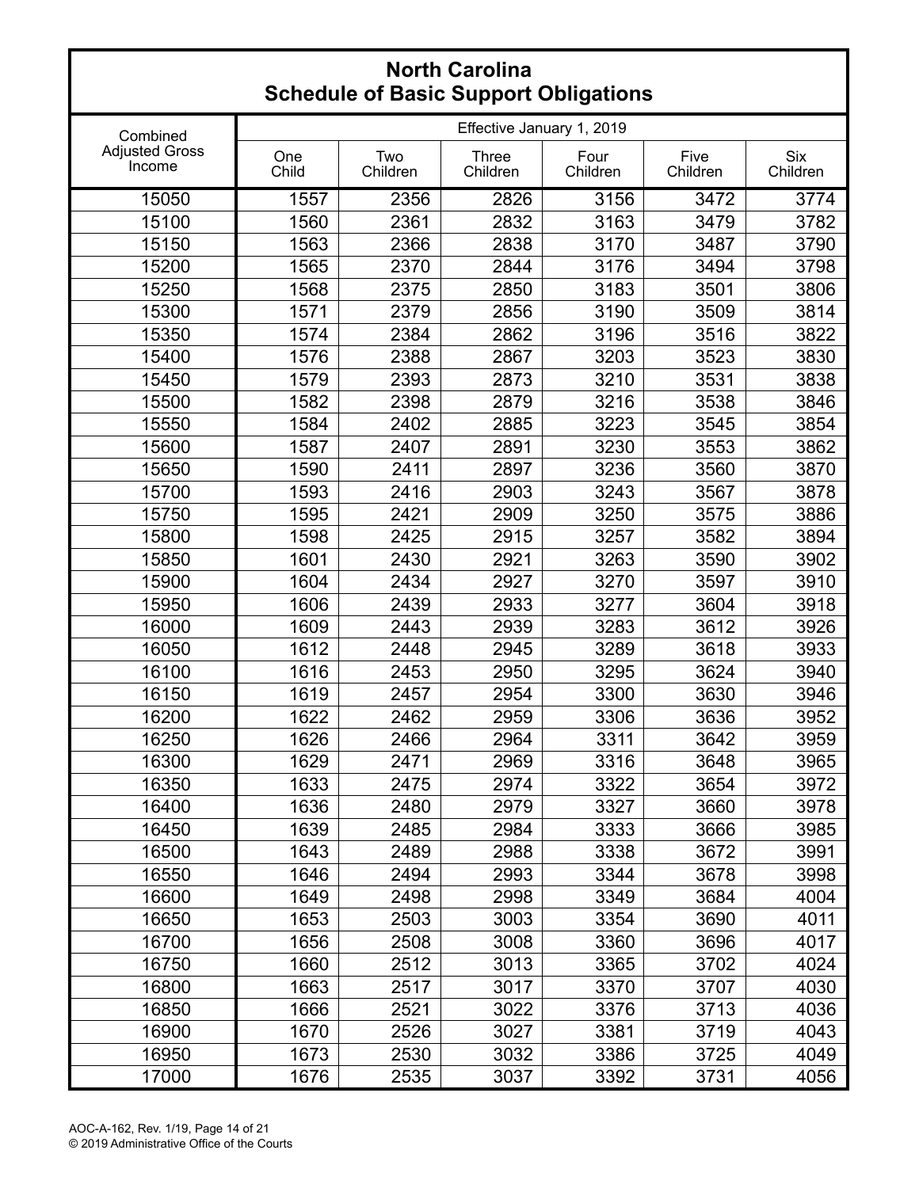# North Carolina
## Schedule of Basic Support Obligations

| Combined Adjusted Gross Income | Effective January 1, 2019 | | | | | |
|---|---|---|---|---|---|---|
| | One Child | Two Children | Three Children | Four Children | Five Children | Six Children |
| 15050 | 1557 | 2356 | 2826 | 3156 | 3472 | 3774 |
| 15100 | 1560 | 2361 | 2832 | 3163 | 3479 | 3782 |
| 15150 | 1563 | 2366 | 2838 | 3170 | 3487 | 3790 |
| 15200 | 1565 | 2370 | 2844 | 3176 | 3494 | 3798 |
| 15250 | 1568 | 2375 | 2850 | 3183 | 3501 | 3806 |
| 15300 | 1571 | 2379 | 2856 | 3190 | 3509 | 3814 |
| 15350 | 1574 | 2384 | 2862 | 3196 | 3516 | 3822 |
| 15400 | 1576 | 2388 | 2867 | 3203 | 3523 | 3830 |
| 15450 | 1579 | 2393 | 2873 | 3210 | 3531 | 3838 |
| 15500 | 1582 | 2398 | 2879 | 3216 | 3538 | 3846 |
| 15550 | 1584 | 2402 | 2885 | 3223 | 3545 | 3854 |
| 15600 | 1587 | 2407 | 2891 | 3230 | 3553 | 3862 |
| 15650 | 1590 | 2411 | 2897 | 3236 | 3560 | 3870 |
| 15700 | 1593 | 2416 | 2903 | 3243 | 3567 | 3878 |
| 15750 | 1595 | 2421 | 2909 | 3250 | 3575 | 3886 |
| 15800 | 1598 | 2425 | 2915 | 3257 | 3582 | 3894 |
| 15850 | 1601 | 2430 | 2921 | 3263 | 3590 | 3902 |
| 15900 | 1604 | 2434 | 2927 | 3270 | 3597 | 3910 |
| 15950 | 1606 | 2439 | 2933 | 3277 | 3604 | 3918 |
| 16000 | 1609 | 2443 | 2939 | 3283 | 3612 | 3926 |
| 16050 | 1612 | 2448 | 2945 | 3289 | 3618 | 3933 |
| 16100 | 1616 | 2453 | 2950 | 3295 | 3624 | 3940 |
| 16150 | 1619 | 2457 | 2954 | 3300 | 3630 | 3946 |
| 16200 | 1622 | 2462 | 2959 | 3306 | 3636 | 3952 |
| 16250 | 1626 | 2466 | 2964 | 3311 | 3642 | 3959 |
| 16300 | 1629 | 2471 | 2969 | 3316 | 3648 | 3965 |
| 16350 | 1633 | 2475 | 2974 | 3322 | 3654 | 3972 |
| 16400 | 1636 | 2480 | 2979 | 3327 | 3660 | 3978 |
| 16450 | 1639 | 2485 | 2984 | 3333 | 3666 | 3985 |
| 16500 | 1643 | 2489 | 2988 | 3338 | 3672 | 3991 |
| 16550 | 1646 | 2494 | 2993 | 3344 | 3678 | 3998 |
| 16600 | 1649 | 2498 | 2998 | 3349 | 3684 | 4004 |
| 16650 | 1653 | 2503 | 3003 | 3354 | 3690 | 4011 |
| 16700 | 1656 | 2508 | 3008 | 3360 | 3696 | 4017 |
| 16750 | 1660 | 2512 | 3013 | 3365 | 3702 | 4024 |
| 16800 | 1663 | 2517 | 3017 | 3370 | 3707 | 4030 |
| 16850 | 1666 | 2521 | 3022 | 3376 | 3713 | 4036 |
| 16900 | 1670 | 2526 | 3027 | 3381 | 3719 | 4043 |
| 16950 | 1673 | 2530 | 3032 | 3386 | 3725 | 4049 |
| 17000 | 1676 | 2535 | 3037 | 3392 | 3731 | 4056 |

AOC-A-162, Rev. 1/19, Page 14 of 21
© 2019 Administrative Office of the Courts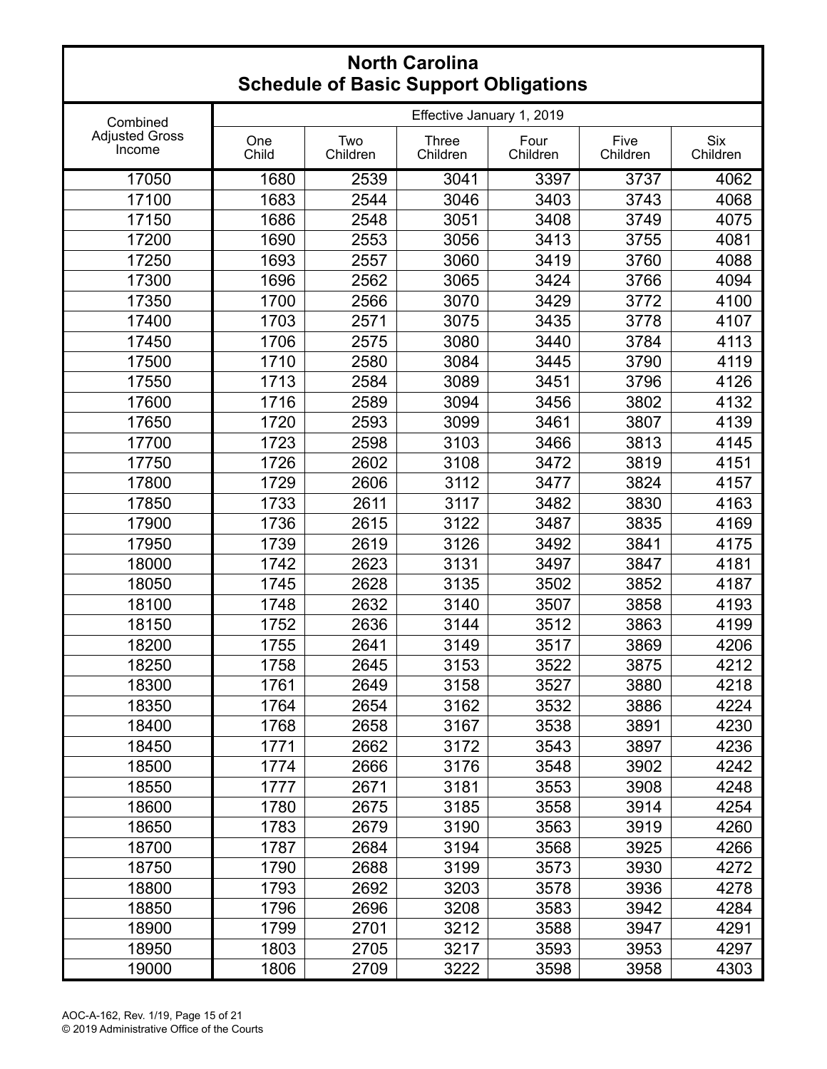# North Carolina
## Schedule of Basic Support Obligations

| Combined Adjusted Gross Income | Effective January 1, 2019 | | | | | |
|---|---|---|---|---|---|---|
| | One Child | Two Children | Three Children | Four Children | Five Children | Six Children |
| 17050 | 1680 | 2539 | 3041 | 3397 | 3737 | 4062 |
| 17100 | 1683 | 2544 | 3046 | 3403 | 3743 | 4068 |
| 17150 | 1686 | 2548 | 3051 | 3408 | 3749 | 4075 |
| 17200 | 1690 | 2553 | 3056 | 3413 | 3755 | 4081 |
| 17250 | 1693 | 2557 | 3060 | 3419 | 3760 | 4088 |
| 17300 | 1696 | 2562 | 3065 | 3424 | 3766 | 4094 |
| 17350 | 1700 | 2566 | 3070 | 3429 | 3772 | 4100 |
| 17400 | 1703 | 2571 | 3075 | 3435 | 3778 | 4107 |
| 17450 | 1706 | 2575 | 3080 | 3440 | 3784 | 4113 |
| 17500 | 1710 | 2580 | 3084 | 3445 | 3790 | 4119 |
| 17550 | 1713 | 2584 | 3089 | 3451 | 3796 | 4126 |
| 17600 | 1716 | 2589 | 3094 | 3456 | 3802 | 4132 |
| 17650 | 1720 | 2593 | 3099 | 3461 | 3807 | 4139 |
| 17700 | 1723 | 2598 | 3103 | 3466 | 3813 | 4145 |
| 17750 | 1726 | 2602 | 3108 | 3472 | 3819 | 4151 |
| 17800 | 1729 | 2606 | 3112 | 3477 | 3824 | 4157 |
| 17850 | 1733 | 2611 | 3117 | 3482 | 3830 | 4163 |
| 17900 | 1736 | 2615 | 3122 | 3487 | 3835 | 4169 |
| 17950 | 1739 | 2619 | 3126 | 3492 | 3841 | 4175 |
| 18000 | 1742 | 2623 | 3131 | 3497 | 3847 | 4181 |
| 18050 | 1745 | 2628 | 3135 | 3502 | 3852 | 4187 |
| 18100 | 1748 | 2632 | 3140 | 3507 | 3858 | 4193 |
| 18150 | 1752 | 2636 | 3144 | 3512 | 3863 | 4199 |
| 18200 | 1755 | 2641 | 3149 | 3517 | 3869 | 4206 |
| 18250 | 1758 | 2645 | 3153 | 3522 | 3875 | 4212 |
| 18300 | 1761 | 2649 | 3158 | 3527 | 3880 | 4218 |
| 18350 | 1764 | 2654 | 3162 | 3532 | 3886 | 4224 |
| 18400 | 1768 | 2658 | 3167 | 3538 | 3891 | 4230 |
| 18450 | 1771 | 2662 | 3172 | 3543 | 3897 | 4236 |
| 18500 | 1774 | 2666 | 3176 | 3548 | 3902 | 4242 |
| 18550 | 1777 | 2671 | 3181 | 3553 | 3908 | 4248 |
| 18600 | 1780 | 2675 | 3185 | 3558 | 3914 | 4254 |
| 18650 | 1783 | 2679 | 3190 | 3563 | 3919 | 4260 |
| 18700 | 1787 | 2684 | 3194 | 3568 | 3925 | 4266 |
| 18750 | 1790 | 2688 | 3199 | 3573 | 3930 | 4272 |
| 18800 | 1793 | 2692 | 3203 | 3578 | 3936 | 4278 |
| 18850 | 1796 | 2696 | 3208 | 3583 | 3942 | 4284 |
| 18900 | 1799 | 2701 | 3212 | 3588 | 3947 | 4291 |
| 18950 | 1803 | 2705 | 3217 | 3593 | 3953 | 4297 |
| 19000 | 1806 | 2709 | 3222 | 3598 | 3958 | 4303 |

AOC-A-162, Rev. 1/19, Page 15 of 21
© 2019 Administrative Office of the Courts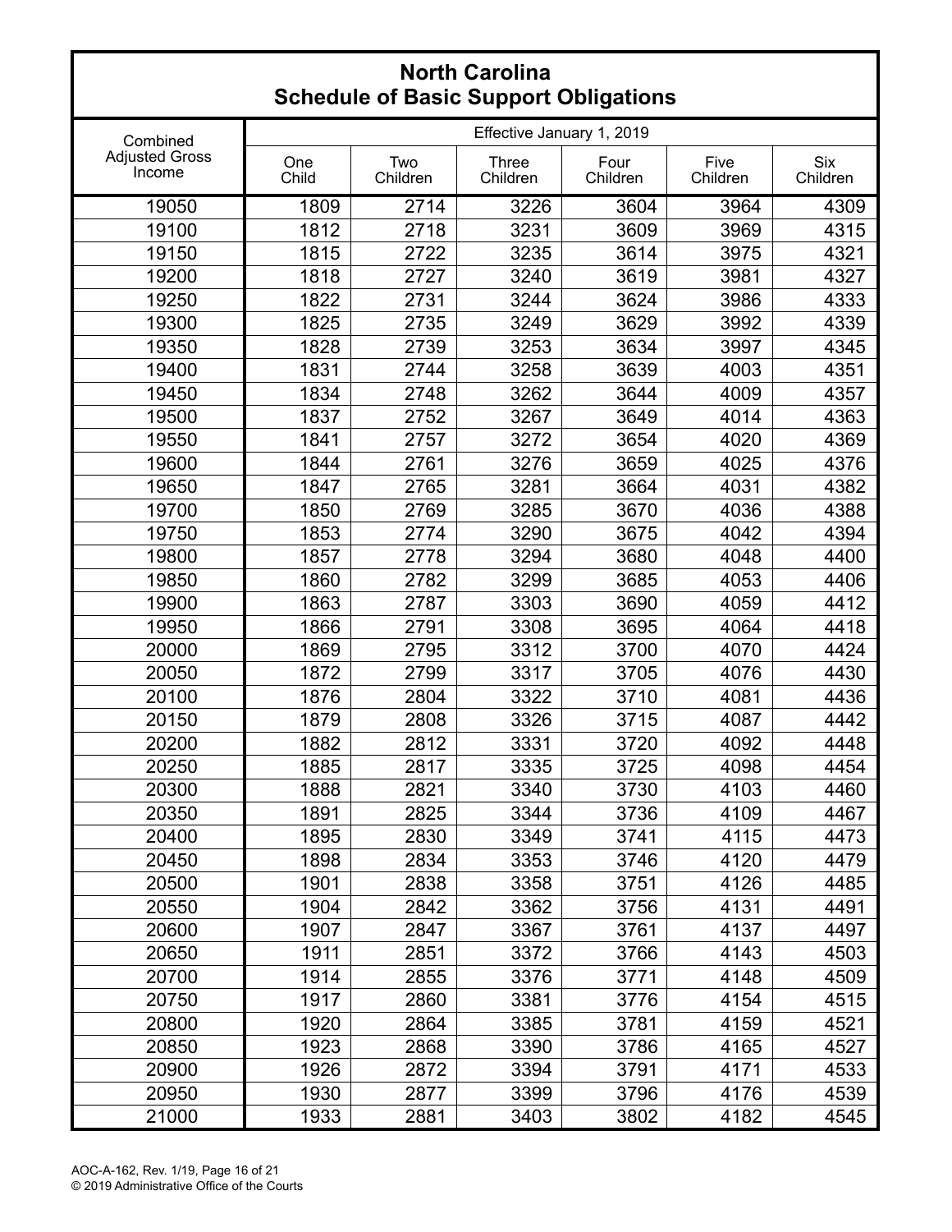# North Carolina
## Schedule of Basic Support Obligations

| Combined Adjusted Gross Income | Effective January 1, 2019 | | | | | |
|---|---|---|---|---|---|---|
| | One Child | Two Children | Three Children | Four Children | Five Children | Six Children |
| 19050 | 1809 | 2714 | 3226 | 3604 | 3964 | 4309 |
| 19100 | 1812 | 2718 | 3231 | 3609 | 3969 | 4315 |
| 19150 | 1815 | 2722 | 3235 | 3614 | 3975 | 4321 |
| 19200 | 1818 | 2727 | 3240 | 3619 | 3981 | 4327 |
| 19250 | 1822 | 2731 | 3244 | 3624 | 3986 | 4333 |
| 19300 | 1825 | 2735 | 3249 | 3629 | 3992 | 4339 |
| 19350 | 1828 | 2739 | 3253 | 3634 | 3997 | 4345 |
| 19400 | 1831 | 2744 | 3258 | 3639 | 4003 | 4351 |
| 19450 | 1834 | 2748 | 3262 | 3644 | 4009 | 4357 |
| 19500 | 1837 | 2752 | 3267 | 3649 | 4014 | 4363 |
| 19550 | 1841 | 2757 | 3272 | 3654 | 4020 | 4369 |
| 19600 | 1844 | 2761 | 3276 | 3659 | 4025 | 4376 |
| 19650 | 1847 | 2765 | 3281 | 3664 | 4031 | 4382 |
| 19700 | 1850 | 2769 | 3285 | 3670 | 4036 | 4388 |
| 19750 | 1853 | 2774 | 3290 | 3675 | 4042 | 4394 |
| 19800 | 1857 | 2778 | 3294 | 3680 | 4048 | 4400 |
| 19850 | 1860 | 2782 | 3299 | 3685 | 4053 | 4406 |
| 19900 | 1863 | 2787 | 3303 | 3690 | 4059 | 4412 |
| 19950 | 1866 | 2791 | 3308 | 3695 | 4064 | 4418 |
| 20000 | 1869 | 2795 | 3312 | 3700 | 4070 | 4424 |
| 20050 | 1872 | 2799 | 3317 | 3705 | 4076 | 4430 |
| 20100 | 1876 | 2804 | 3322 | 3710 | 4081 | 4436 |
| 20150 | 1879 | 2808 | 3326 | 3715 | 4087 | 4442 |
| 20200 | 1882 | 2812 | 3331 | 3720 | 4092 | 4448 |
| 20250 | 1885 | 2817 | 3335 | 3725 | 4098 | 4454 |
| 20300 | 1888 | 2821 | 3340 | 3730 | 4103 | 4460 |
| 20350 | 1891 | 2825 | 3344 | 3736 | 4109 | 4467 |
| 20400 | 1895 | 2830 | 3349 | 3741 | 4115 | 4473 |
| 20450 | 1898 | 2834 | 3353 | 3746 | 4120 | 4479 |
| 20500 | 1901 | 2838 | 3358 | 3751 | 4126 | 4485 |
| 20550 | 1904 | 2842 | 3362 | 3756 | 4131 | 4491 |
| 20600 | 1907 | 2847 | 3367 | 3761 | 4137 | 4497 |
| 20650 | 1911 | 2851 | 3372 | 3766 | 4143 | 4503 |
| 20700 | 1914 | 2855 | 3376 | 3771 | 4148 | 4509 |
| 20750 | 1917 | 2860 | 3381 | 3776 | 4154 | 4515 |
| 20800 | 1920 | 2864 | 3385 | 3781 | 4159 | 4521 |
| 20850 | 1923 | 2868 | 3390 | 3786 | 4165 | 4527 |
| 20900 | 1926 | 2872 | 3394 | 3791 | 4171 | 4533 |
| 20950 | 1930 | 2877 | 3399 | 3796 | 4176 | 4539 |
| 21000 | 1933 | 2881 | 3403 | 3802 | 4182 | 4545 |

AOC-A-162, Rev. 1/19, Page 16 of 21
© 2019 Administrative Office of the Courts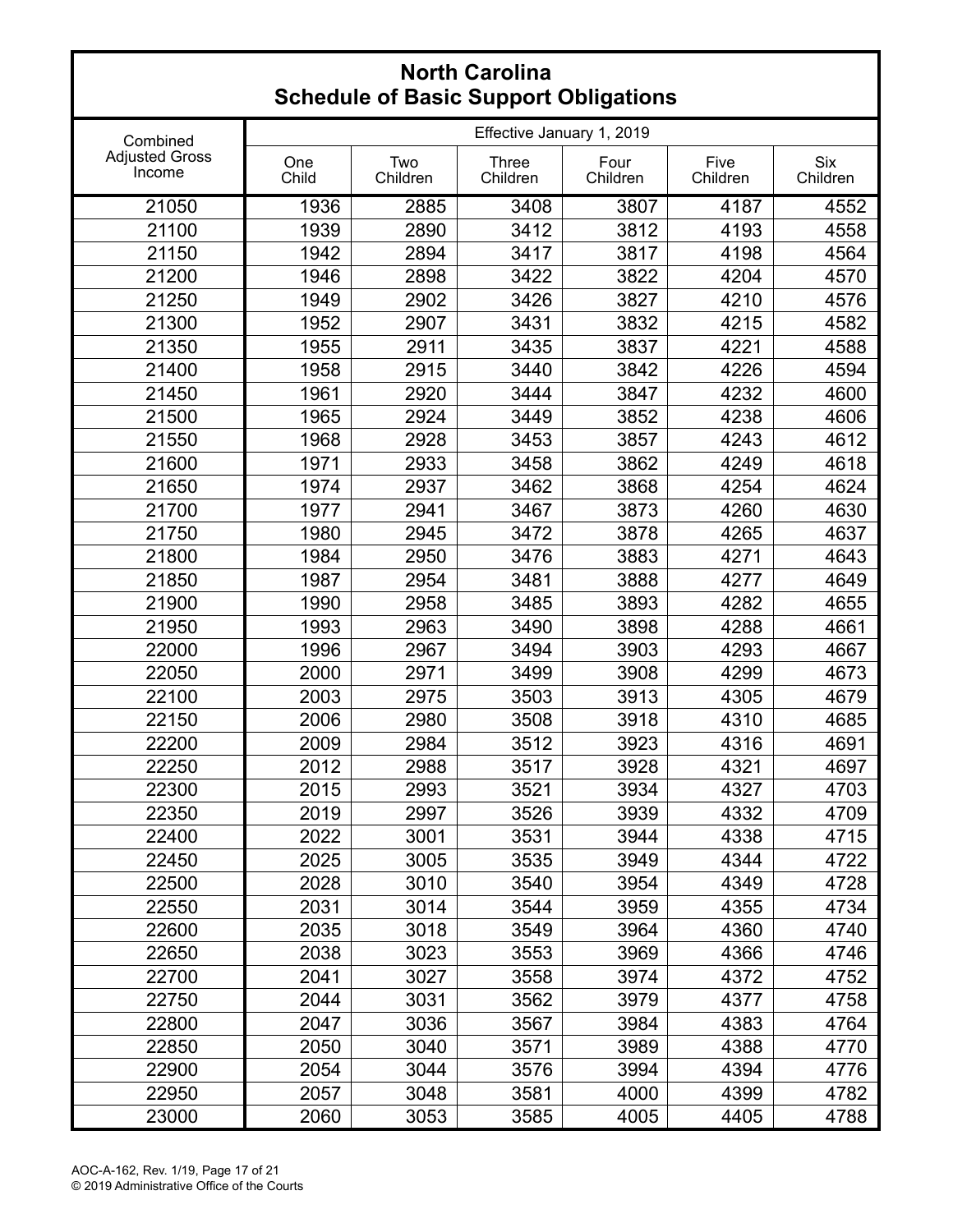# North Carolina
## Schedule of Basic Support Obligations

| Combined Adjusted Gross Income | Effective January 1, 2019 | | | | | |
|---|---|---|---|---|---|---|
| | One Child | Two Children | Three Children | Four Children | Five Children | Six Children |
| 21050 | 1936 | 2885 | 3408 | 3807 | 4187 | 4552 |
| 21100 | 1939 | 2890 | 3412 | 3812 | 4193 | 4558 |
| 21150 | 1942 | 2894 | 3417 | 3817 | 4198 | 4564 |
| 21200 | 1946 | 2898 | 3422 | 3822 | 4204 | 4570 |
| 21250 | 1949 | 2902 | 3426 | 3827 | 4210 | 4576 |
| 21300 | 1952 | 2907 | 3431 | 3832 | 4215 | 4582 |
| 21350 | 1955 | 2911 | 3435 | 3837 | 4221 | 4588 |
| 21400 | 1958 | 2915 | 3440 | 3842 | 4226 | 4594 |
| 21450 | 1961 | 2920 | 3444 | 3847 | 4232 | 4600 |
| 21500 | 1965 | 2924 | 3449 | 3852 | 4238 | 4606 |
| 21550 | 1968 | 2928 | 3453 | 3857 | 4243 | 4612 |
| 21600 | 1971 | 2933 | 3458 | 3862 | 4249 | 4618 |
| 21650 | 1974 | 2937 | 3462 | 3868 | 4254 | 4624 |
| 21700 | 1977 | 2941 | 3467 | 3873 | 4260 | 4630 |
| 21750 | 1980 | 2945 | 3472 | 3878 | 4265 | 4637 |
| 21800 | 1984 | 2950 | 3476 | 3883 | 4271 | 4643 |
| 21850 | 1987 | 2954 | 3481 | 3888 | 4277 | 4649 |
| 21900 | 1990 | 2958 | 3485 | 3893 | 4282 | 4655 |
| 21950 | 1993 | 2963 | 3490 | 3898 | 4288 | 4661 |
| 22000 | 1996 | 2967 | 3494 | 3903 | 4293 | 4667 |
| 22050 | 2000 | 2971 | 3499 | 3908 | 4299 | 4673 |
| 22100 | 2003 | 2975 | 3503 | 3913 | 4305 | 4679 |
| 22150 | 2006 | 2980 | 3508 | 3918 | 4310 | 4685 |
| 22200 | 2009 | 2984 | 3512 | 3923 | 4316 | 4691 |
| 22250 | 2012 | 2988 | 3517 | 3928 | 4321 | 4697 |
| 22300 | 2015 | 2993 | 3521 | 3934 | 4327 | 4703 |
| 22350 | 2019 | 2997 | 3526 | 3939 | 4332 | 4709 |
| 22400 | 2022 | 3001 | 3531 | 3944 | 4338 | 4715 |
| 22450 | 2025 | 3005 | 3535 | 3949 | 4344 | 4722 |
| 22500 | 2028 | 3010 | 3540 | 3954 | 4349 | 4728 |
| 22550 | 2031 | 3014 | 3544 | 3959 | 4355 | 4734 |
| 22600 | 2035 | 3018 | 3549 | 3964 | 4360 | 4740 |
| 22650 | 2038 | 3023 | 3553 | 3969 | 4366 | 4746 |
| 22700 | 2041 | 3027 | 3558 | 3974 | 4372 | 4752 |
| 22750 | 2044 | 3031 | 3562 | 3979 | 4377 | 4758 |
| 22800 | 2047 | 3036 | 3567 | 3984 | 4383 | 4764 |
| 22850 | 2050 | 3040 | 3571 | 3989 | 4388 | 4770 |
| 22900 | 2054 | 3044 | 3576 | 3994 | 4394 | 4776 |
| 22950 | 2057 | 3048 | 3581 | 4000 | 4399 | 4782 |
| 23000 | 2060 | 3053 | 3585 | 4005 | 4405 | 4788 |

AOC-A-162, Rev. 1/19, Page 17 of 21
© 2019 Administrative Office of the Courts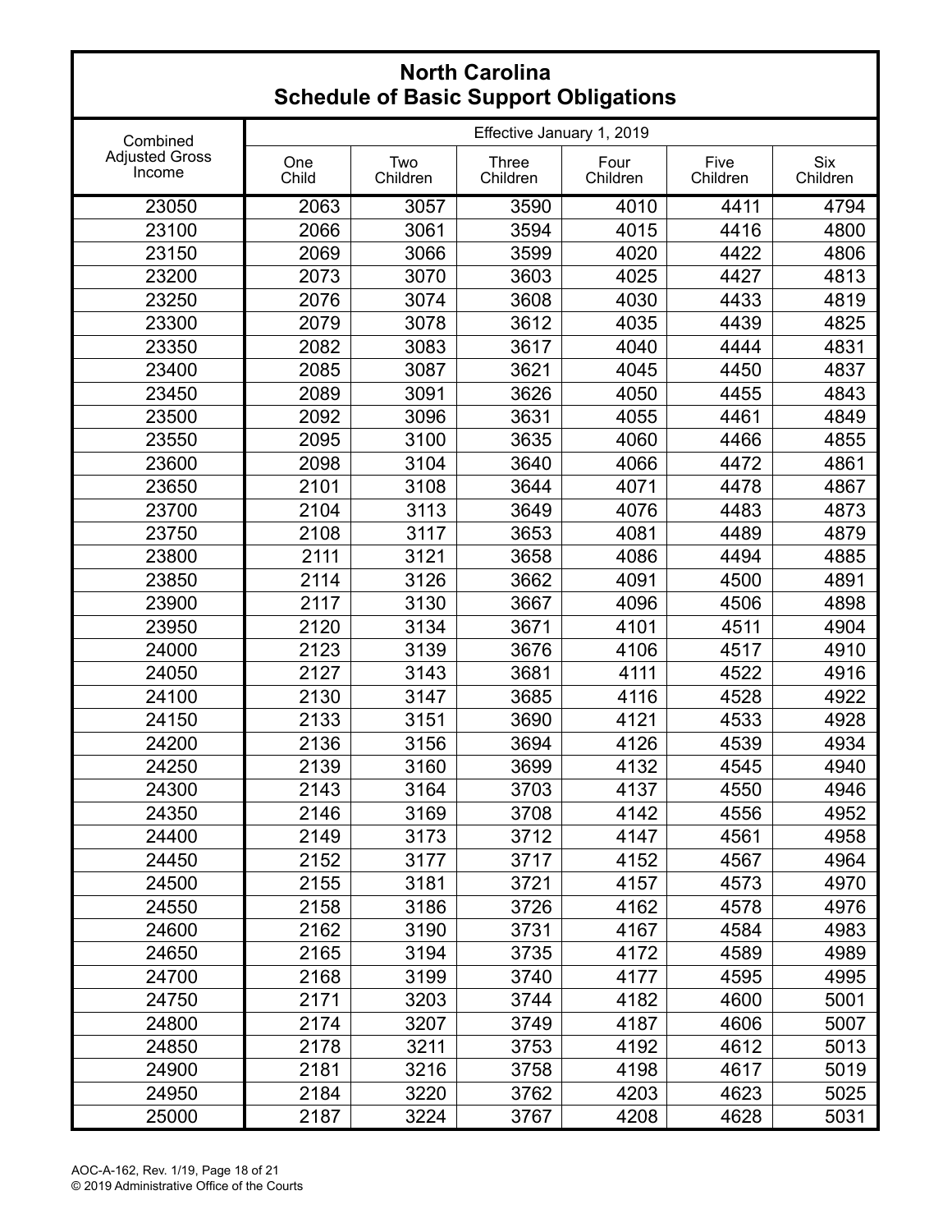# North Carolina
## Schedule of Basic Support Obligations

| Combined Adjusted Gross Income | Effective January 1, 2019 | | | | | |
|---|---|---|---|---|---|---|
| | One Child | Two Children | Three Children | Four Children | Five Children | Six Children |
| 23050 | 2063 | 3057 | 3590 | 4010 | 4411 | 4794 |
| 23100 | 2066 | 3061 | 3594 | 4015 | 4416 | 4800 |
| 23150 | 2069 | 3066 | 3599 | 4020 | 4422 | 4806 |
| 23200 | 2073 | 3070 | 3603 | 4025 | 4427 | 4813 |
| 23250 | 2076 | 3074 | 3608 | 4030 | 4433 | 4819 |
| 23300 | 2079 | 3078 | 3612 | 4035 | 4439 | 4825 |
| 23350 | 2082 | 3083 | 3617 | 4040 | 4444 | 4831 |
| 23400 | 2085 | 3087 | 3621 | 4045 | 4450 | 4837 |
| 23450 | 2089 | 3091 | 3626 | 4050 | 4455 | 4843 |
| 23500 | 2092 | 3096 | 3631 | 4055 | 4461 | 4849 |
| 23550 | 2095 | 3100 | 3635 | 4060 | 4466 | 4855 |
| 23600 | 2098 | 3104 | 3640 | 4066 | 4472 | 4861 |
| 23650 | 2101 | 3108 | 3644 | 4071 | 4478 | 4867 |
| 23700 | 2104 | 3113 | 3649 | 4076 | 4483 | 4873 |
| 23750 | 2108 | 3117 | 3653 | 4081 | 4489 | 4879 |
| 23800 | 2111 | 3121 | 3658 | 4086 | 4494 | 4885 |
| 23850 | 2114 | 3126 | 3662 | 4091 | 4500 | 4891 |
| 23900 | 2117 | 3130 | 3667 | 4096 | 4506 | 4898 |
| 23950 | 2120 | 3134 | 3671 | 4101 | 4511 | 4904 |
| 24000 | 2123 | 3139 | 3676 | 4106 | 4517 | 4910 |
| 24050 | 2127 | 3143 | 3681 | 4111 | 4522 | 4916 |
| 24100 | 2130 | 3147 | 3685 | 4116 | 4528 | 4922 |
| 24150 | 2133 | 3151 | 3690 | 4121 | 4533 | 4928 |
| 24200 | 2136 | 3156 | 3694 | 4126 | 4539 | 4934 |
| 24250 | 2139 | 3160 | 3699 | 4132 | 4545 | 4940 |
| 24300 | 2143 | 3164 | 3703 | 4137 | 4550 | 4946 |
| 24350 | 2146 | 3169 | 3708 | 4142 | 4556 | 4952 |
| 24400 | 2149 | 3173 | 3712 | 4147 | 4561 | 4958 |
| 24450 | 2152 | 3177 | 3717 | 4152 | 4567 | 4964 |
| 24500 | 2155 | 3181 | 3721 | 4157 | 4573 | 4970 |
| 24550 | 2158 | 3186 | 3726 | 4162 | 4578 | 4976 |
| 24600 | 2162 | 3190 | 3731 | 4167 | 4584 | 4983 |
| 24650 | 2165 | 3194 | 3735 | 4172 | 4589 | 4989 |
| 24700 | 2168 | 3199 | 3740 | 4177 | 4595 | 4995 |
| 24750 | 2171 | 3203 | 3744 | 4182 | 4600 | 5001 |
| 24800 | 2174 | 3207 | 3749 | 4187 | 4606 | 5007 |
| 24850 | 2178 | 3211 | 3753 | 4192 | 4612 | 5013 |
| 24900 | 2181 | 3216 | 3758 | 4198 | 4617 | 5019 |
| 24950 | 2184 | 3220 | 3762 | 4203 | 4623 | 5025 |
| 25000 | 2187 | 3224 | 3767 | 4208 | 4628 | 5031 |

AOC-A-162, Rev. 1/19, Page 18 of 21
© 2019 Administrative Office of the Courts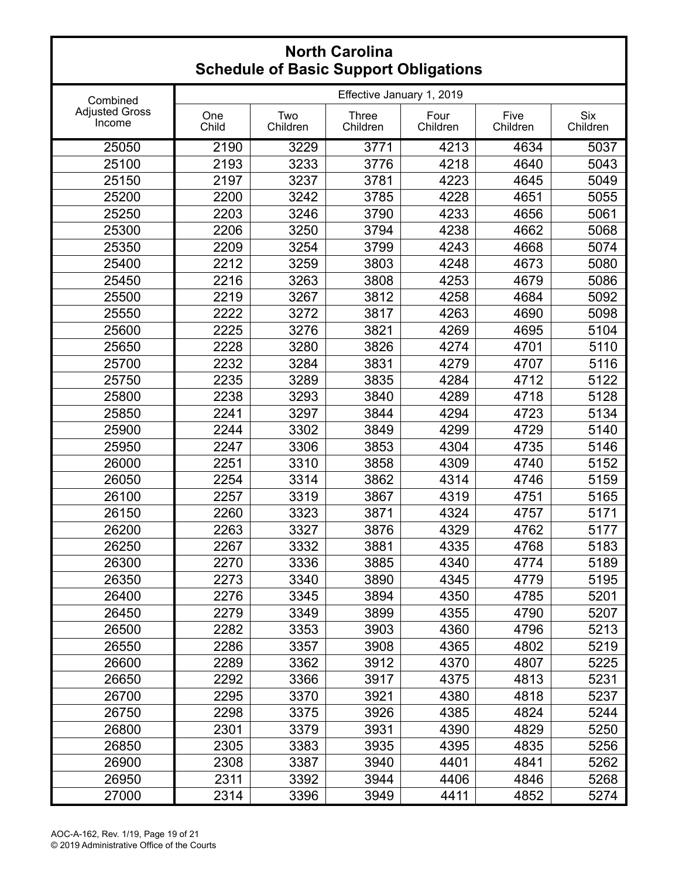# North Carolina
## Schedule of Basic Support Obligations

| Combined Adjusted Gross Income | Effective January 1, 2019 | | | | | |
|---|---|---|---|---|---|---|
| | One Child | Two Children | Three Children | Four Children | Five Children | Six Children |
| 25050 | 2190 | 3229 | 3771 | 4213 | 4634 | 5037 |
| 25100 | 2193 | 3233 | 3776 | 4218 | 4640 | 5043 |
| 25150 | 2197 | 3237 | 3781 | 4223 | 4645 | 5049 |
| 25200 | 2200 | 3242 | 3785 | 4228 | 4651 | 5055 |
| 25250 | 2203 | 3246 | 3790 | 4233 | 4656 | 5061 |
| 25300 | 2206 | 3250 | 3794 | 4238 | 4662 | 5068 |
| 25350 | 2209 | 3254 | 3799 | 4243 | 4668 | 5074 |
| 25400 | 2212 | 3259 | 3803 | 4248 | 4673 | 5080 |
| 25450 | 2216 | 3263 | 3808 | 4253 | 4679 | 5086 |
| 25500 | 2219 | 3267 | 3812 | 4258 | 4684 | 5092 |
| 25550 | 2222 | 3272 | 3817 | 4263 | 4690 | 5098 |
| 25600 | 2225 | 3276 | 3821 | 4269 | 4695 | 5104 |
| 25650 | 2228 | 3280 | 3826 | 4274 | 4701 | 5110 |
| 25700 | 2232 | 3284 | 3831 | 4279 | 4707 | 5116 |
| 25750 | 2235 | 3289 | 3835 | 4284 | 4712 | 5122 |
| 25800 | 2238 | 3293 | 3840 | 4289 | 4718 | 5128 |
| 25850 | 2241 | 3297 | 3844 | 4294 | 4723 | 5134 |
| 25900 | 2244 | 3302 | 3849 | 4299 | 4729 | 5140 |
| 25950 | 2247 | 3306 | 3853 | 4304 | 4735 | 5146 |
| 26000 | 2251 | 3310 | 3858 | 4309 | 4740 | 5152 |
| 26050 | 2254 | 3314 | 3862 | 4314 | 4746 | 5159 |
| 26100 | 2257 | 3319 | 3867 | 4319 | 4751 | 5165 |
| 26150 | 2260 | 3323 | 3871 | 4324 | 4757 | 5171 |
| 26200 | 2263 | 3327 | 3876 | 4329 | 4762 | 5177 |
| 26250 | 2267 | 3332 | 3881 | 4335 | 4768 | 5183 |
| 26300 | 2270 | 3336 | 3885 | 4340 | 4774 | 5189 |
| 26350 | 2273 | 3340 | 3890 | 4345 | 4779 | 5195 |
| 26400 | 2276 | 3345 | 3894 | 4350 | 4785 | 5201 |
| 26450 | 2279 | 3349 | 3899 | 4355 | 4790 | 5207 |
| 26500 | 2282 | 3353 | 3903 | 4360 | 4796 | 5213 |
| 26550 | 2286 | 3357 | 3908 | 4365 | 4802 | 5219 |
| 26600 | 2289 | 3362 | 3912 | 4370 | 4807 | 5225 |
| 26650 | 2292 | 3366 | 3917 | 4375 | 4813 | 5231 |
| 26700 | 2295 | 3370 | 3921 | 4380 | 4818 | 5237 |
| 26750 | 2298 | 3375 | 3926 | 4385 | 4824 | 5244 |
| 26800 | 2301 | 3379 | 3931 | 4390 | 4829 | 5250 |
| 26850 | 2305 | 3383 | 3935 | 4395 | 4835 | 5256 |
| 26900 | 2308 | 3387 | 3940 | 4401 | 4841 | 5262 |
| 26950 | 2311 | 3392 | 3944 | 4406 | 4846 | 5268 |
| 27000 | 2314 | 3396 | 3949 | 4411 | 4852 | 5274 |

AOC-A-162, Rev. 1/19, Page 19 of 21
© 2019 Administrative Office of the Courts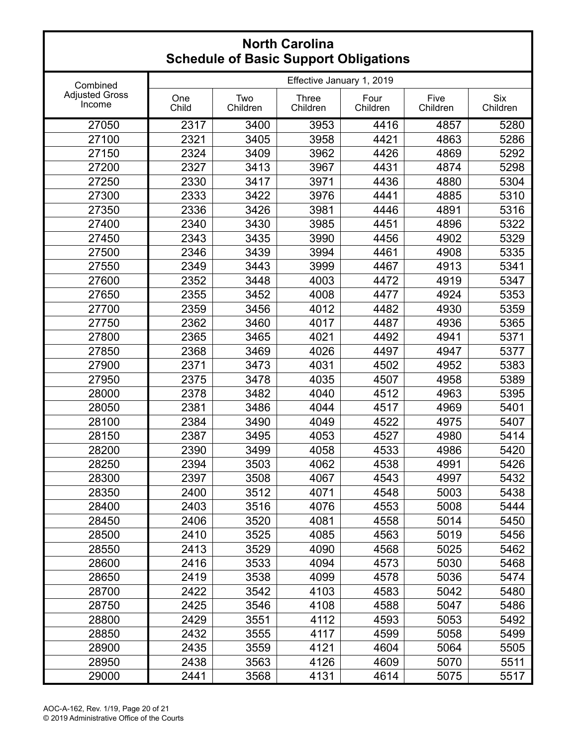# North Carolina
## Schedule of Basic Support Obligations

| Combined Adjusted Gross Income | Effective January 1, 2019 | | | | | |
|---|---|---|---|---|---|---|
| | One Child | Two Children | Three Children | Four Children | Five Children | Six Children |
| 27050 | 2317 | 3400 | 3953 | 4416 | 4857 | 5280 |
| 27100 | 2321 | 3405 | 3958 | 4421 | 4863 | 5286 |
| 27150 | 2324 | 3409 | 3962 | 4426 | 4869 | 5292 |
| 27200 | 2327 | 3413 | 3967 | 4431 | 4874 | 5298 |
| 27250 | 2330 | 3417 | 3971 | 4436 | 4880 | 5304 |
| 27300 | 2333 | 3422 | 3976 | 4441 | 4885 | 5310 |
| 27350 | 2336 | 3426 | 3981 | 4446 | 4891 | 5316 |
| 27400 | 2340 | 3430 | 3985 | 4451 | 4896 | 5322 |
| 27450 | 2343 | 3435 | 3990 | 4456 | 4902 | 5329 |
| 27500 | 2346 | 3439 | 3994 | 4461 | 4908 | 5335 |
| 27550 | 2349 | 3443 | 3999 | 4467 | 4913 | 5341 |
| 27600 | 2352 | 3448 | 4003 | 4472 | 4919 | 5347 |
| 27650 | 2355 | 3452 | 4008 | 4477 | 4924 | 5353 |
| 27700 | 2359 | 3456 | 4012 | 4482 | 4930 | 5359 |
| 27750 | 2362 | 3460 | 4017 | 4487 | 4936 | 5365 |
| 27800 | 2365 | 3465 | 4021 | 4492 | 4941 | 5371 |
| 27850 | 2368 | 3469 | 4026 | 4497 | 4947 | 5377 |
| 27900 | 2371 | 3473 | 4031 | 4502 | 4952 | 5383 |
| 27950 | 2375 | 3478 | 4035 | 4507 | 4958 | 5389 |
| 28000 | 2378 | 3482 | 4040 | 4512 | 4963 | 5395 |
| 28050 | 2381 | 3486 | 4044 | 4517 | 4969 | 5401 |
| 28100 | 2384 | 3490 | 4049 | 4522 | 4975 | 5407 |
| 28150 | 2387 | 3495 | 4053 | 4527 | 4980 | 5414 |
| 28200 | 2390 | 3499 | 4058 | 4533 | 4986 | 5420 |
| 28250 | 2394 | 3503 | 4062 | 4538 | 4991 | 5426 |
| 28300 | 2397 | 3508 | 4067 | 4543 | 4997 | 5432 |
| 28350 | 2400 | 3512 | 4071 | 4548 | 5003 | 5438 |
| 28400 | 2403 | 3516 | 4076 | 4553 | 5008 | 5444 |
| 28450 | 2406 | 3520 | 4081 | 4558 | 5014 | 5450 |
| 28500 | 2410 | 3525 | 4085 | 4563 | 5019 | 5456 |
| 28550 | 2413 | 3529 | 4090 | 4568 | 5025 | 5462 |
| 28600 | 2416 | 3533 | 4094 | 4573 | 5030 | 5468 |
| 28650 | 2419 | 3538 | 4099 | 4578 | 5036 | 5474 |
| 28700 | 2422 | 3542 | 4103 | 4583 | 5042 | 5480 |
| 28750 | 2425 | 3546 | 4108 | 4588 | 5047 | 5486 |
| 28800 | 2429 | 3551 | 4112 | 4593 | 5053 | 5492 |
| 28850 | 2432 | 3555 | 4117 | 4599 | 5058 | 5499 |
| 28900 | 2435 | 3559 | 4121 | 4604 | 5064 | 5505 |
| 28950 | 2438 | 3563 | 4126 | 4609 | 5070 | 5511 |
| 29000 | 2441 | 3568 | 4131 | 4614 | 5075 | 5517 |

AOC-A-162, Rev. 1/19, Page 20 of 21
© 2019 Administrative Office of the Courts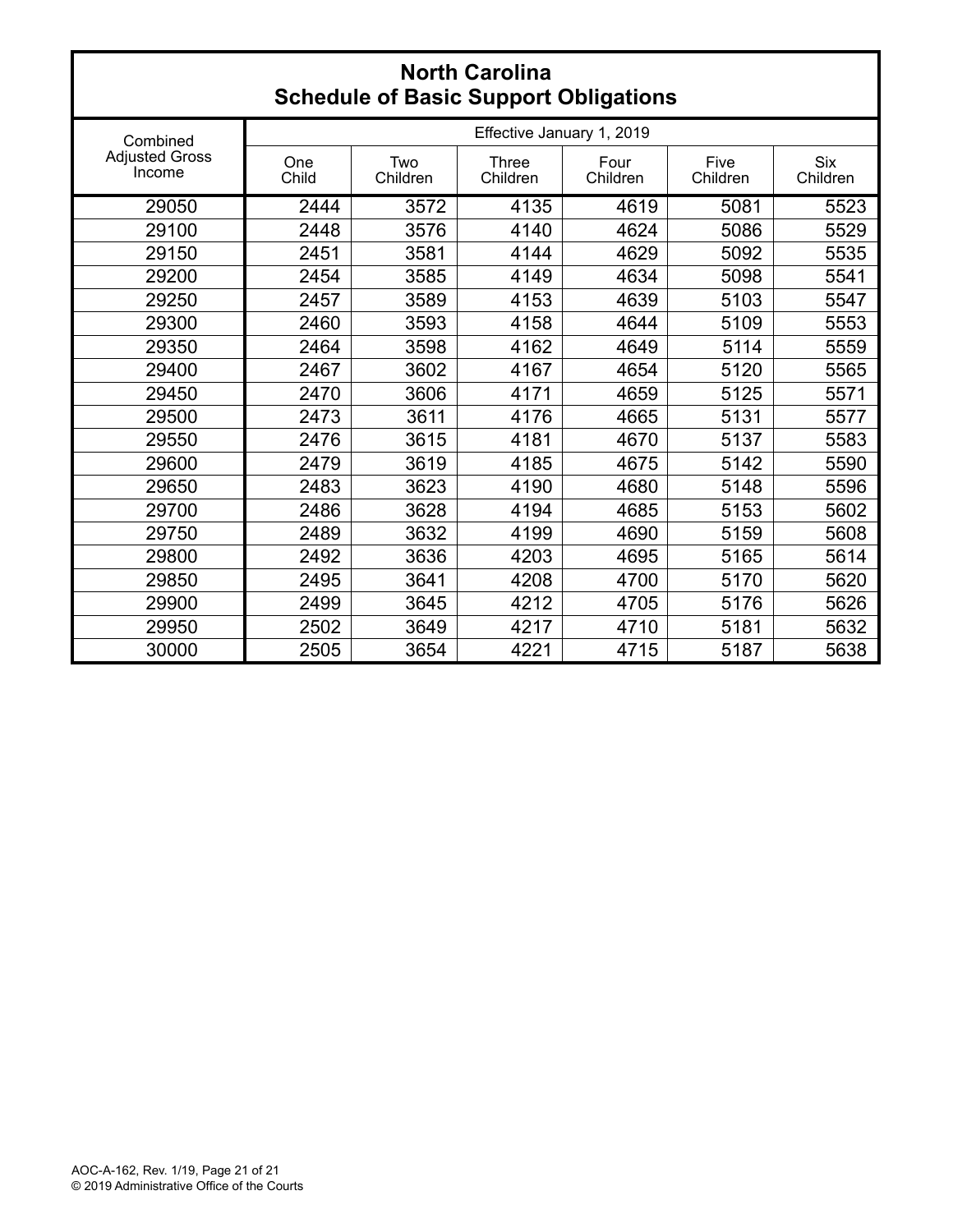# North Carolina
## Schedule of Basic Support Obligations

| Combined Adjusted Gross Income | Effective January 1, 2019 | | | | | |
|---|---|---|---|---|---|---|
| | One Child | Two Children | Three Children | Four Children | Five Children | Six Children |
| 29050 | 2444 | 3572 | 4135 | 4619 | 5081 | 5523 |
| 29100 | 2448 | 3576 | 4140 | 4624 | 5086 | 5529 |
| 29150 | 2451 | 3581 | 4144 | 4629 | 5092 | 5535 |
| 29200 | 2454 | 3585 | 4149 | 4634 | 5098 | 5541 |
| 29250 | 2457 | 3589 | 4153 | 4639 | 5103 | 5547 |
| 29300 | 2460 | 3593 | 4158 | 4644 | 5109 | 5553 |
| 29350 | 2464 | 3598 | 4162 | 4649 | 5114 | 5559 |
| 29400 | 2467 | 3602 | 4167 | 4654 | 5120 | 5565 |
| 29450 | 2470 | 3606 | 4171 | 4659 | 5125 | 5571 |
| 29500 | 2473 | 3611 | 4176 | 4665 | 5131 | 5577 |
| 29550 | 2476 | 3615 | 4181 | 4670 | 5137 | 5583 |
| 29600 | 2479 | 3619 | 4185 | 4675 | 5142 | 5590 |
| 29650 | 2483 | 3623 | 4190 | 4680 | 5148 | 5596 |
| 29700 | 2486 | 3628 | 4194 | 4685 | 5153 | 5602 |
| 29750 | 2489 | 3632 | 4199 | 4690 | 5159 | 5608 |
| 29800 | 2492 | 3636 | 4203 | 4695 | 5165 | 5614 |
| 29850 | 2495 | 3641 | 4208 | 4700 | 5170 | 5620 |
| 29900 | 2499 | 3645 | 4212 | 4705 | 5176 | 5626 |
| 29950 | 2502 | 3649 | 4217 | 4710 | 5181 | 5632 |
| 30000 | 2505 | 3654 | 4221 | 4715 | 5187 | 5638 |

AOC-A-162, Rev. 1/19
© 2019 Administrative Office of the Courts